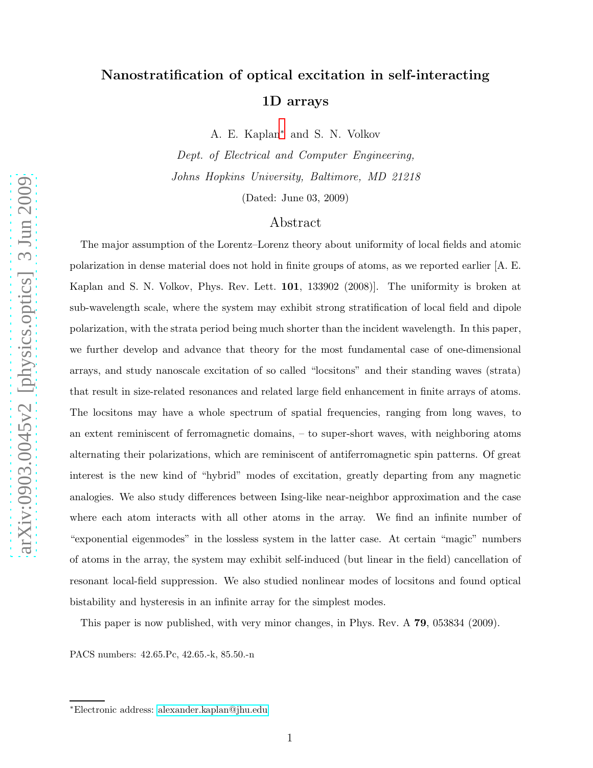# Nanostratification of optical excitation in self-interacting 1D arrays

A. E. Kaplan* and S. N. Volkov

*Dept. of Electrical and Computer Engineering,*
*Johns Hopkins University, Baltimore, MD 21218*

(Dated: June 03, 2009)

## Abstract

The major assumption of the Lorentz–Lorenz theory about uniformity of local fields and atomic polarization in dense material does not hold in finite groups of atoms, as we reported earlier [A. E. Kaplan and S. N. Volkov, Phys. Rev. Lett. **101**, 133902 (2008)]. The uniformity is broken at sub-wavelength scale, where the system may exhibit strong stratification of local field and dipole polarization, with the strata period being much shorter than the incident wavelength. In this paper, we further develop and advance that theory for the most fundamental case of one-dimensional arrays, and study nanoscale excitation of so called "locsitons" and their standing waves (strata) that result in size-related resonances and related large field enhancement in finite arrays of atoms. The locsitons may have a whole spectrum of spatial frequencies, ranging from long waves, to an extent reminiscent of ferromagnetic domains, – to super-short waves, with neighboring atoms alternating their polarizations, which are reminiscent of antiferromagnetic spin patterns. Of great interest is the new kind of "hybrid" modes of excitation, greatly departing from any magnetic analogies. We also study differences between Ising-like near-neighbor approximation and the case where each atom interacts with all other atoms in the array. We find an infinite number of "exponential eigenmodes" in the lossless system in the latter case. At certain "magic" numbers of atoms in the array, the system may exhibit self-induced (but linear in the field) cancellation of resonant local-field suppression. We also studied nonlinear modes of locsitons and found optical bistability and hysteresis in an infinite array for the simplest modes.

This paper is now published, with very minor changes, in Phys. Rev. A **79**, 053834 (2009).

PACS numbers: 42.65.Pc, 42.65.-k, 85.50.-n

*Electronic address: alexander.kaplan@jhu.edu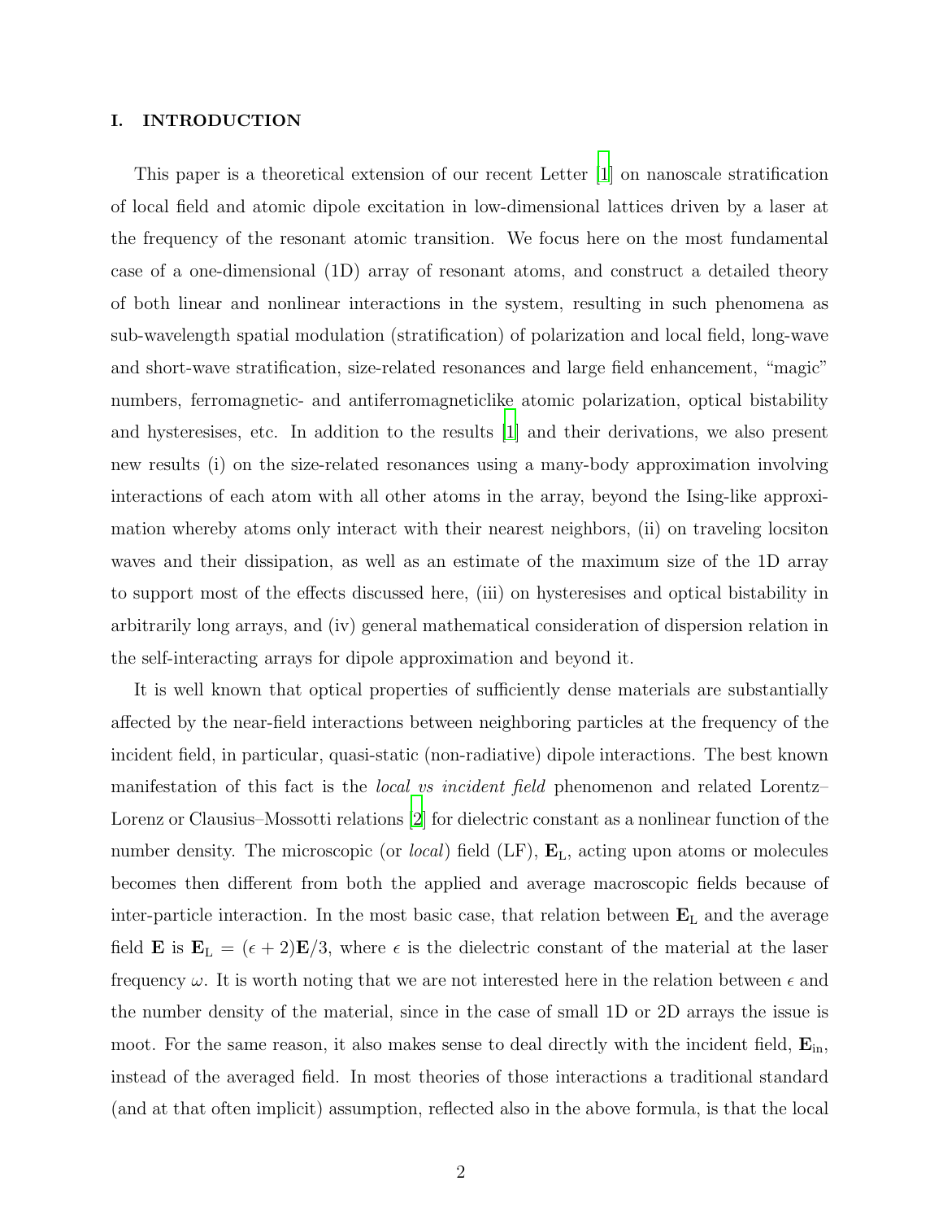## I. INTRODUCTION

This paper is a theoretical extension of our recent Letter [1] on nanoscale stratification of local field and atomic dipole excitation in low-dimensional lattices driven by a laser at the frequency of the resonant atomic transition. We focus here on the most fundamental case of a one-dimensional (1D) array of resonant atoms, and construct a detailed theory of both linear and nonlinear interactions in the system, resulting in such phenomena as sub-wavelength spatial modulation (stratification) of polarization and local field, long-wave and short-wave stratification, size-related resonances and large field enhancement, "magic" numbers, ferromagnetic- and antiferromagneticlike atomic polarization, optical bistability and hysteresises, etc. In addition to the results [1] and their derivations, we also present new results (i) on the size-related resonances using a many-body approximation involving interactions of each atom with all other atoms in the array, beyond the Ising-like approximation whereby atoms only interact with their nearest neighbors, (ii) on traveling locsiton waves and their dissipation, as well as an estimate of the maximum size of the 1D array to support most of the effects discussed here, (iii) on hysteresises and optical bistability in arbitrarily long arrays, and (iv) general mathematical consideration of dispersion relation in the self-interacting arrays for dipole approximation and beyond it.

It is well known that optical properties of sufficiently dense materials are substantially affected by the near-field interactions between neighboring particles at the frequency of the incident field, in particular, quasi-static (non-radiative) dipole interactions. The best known manifestation of this fact is the *local vs incident field* phenomenon and related Lorentz–Lorenz or Clausius–Mossotti relations [2] for dielectric constant as a nonlinear function of the number density. The microscopic (or *local*) field (LF), $\mathbf{E}_{\mathrm{L}}$, acting upon atoms or molecules becomes then different from both the applied and average macroscopic fields because of inter-particle interaction. In the most basic case, that relation between $\mathbf{E}_{\mathrm{L}}$ and the average field $\mathbf{E}$ is $\mathbf{E}_{\mathrm{L}} = (\epsilon + 2)\mathbf{E}/3$, where $\epsilon$ is the dielectric constant of the material at the laser frequency $\omega$. It is worth noting that we are not interested here in the relation between $\epsilon$ and the number density of the material, since in the case of small 1D or 2D arrays the issue is moot. For the same reason, it also makes sense to deal directly with the incident field, $\mathbf{E}_{\mathrm{in}}$, instead of the averaged field. In most theories of those interactions a traditional standard (and at that often implicit) assumption, reflected also in the above formula, is that the local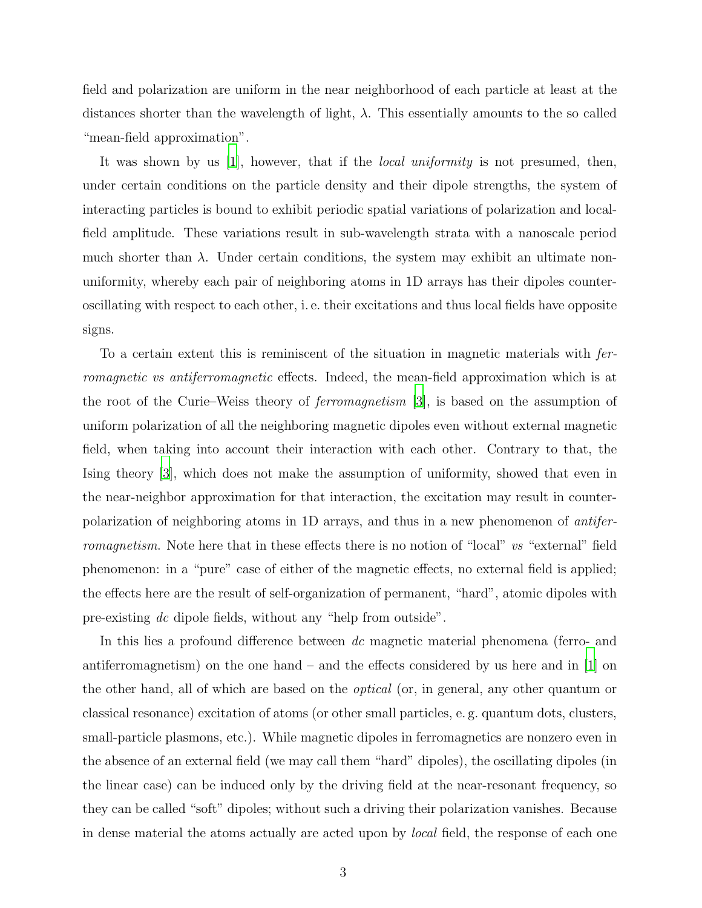field and polarization are uniform in the near neighborhood of each particle at least at the distances shorter than the wavelength of light, $\lambda$. This essentially amounts to the so called "mean-field approximation".

It was shown by us [1], however, that if the *local uniformity* is not presumed, then, under certain conditions on the particle density and their dipole strengths, the system of interacting particles is bound to exhibit periodic spatial variations of polarization and local-field amplitude. These variations result in sub-wavelength strata with a nanoscale period much shorter than $\lambda$. Under certain conditions, the system may exhibit an ultimate non-uniformity, whereby each pair of neighboring atoms in 1D arrays has their dipoles counter-oscillating with respect to each other, i. e. their excitations and thus local fields have opposite signs.

To a certain extent this is reminiscent of the situation in magnetic materials with *ferromagnetic vs antiferromagnetic* effects. Indeed, the mean-field approximation which is at the root of the Curie–Weiss theory of *ferromagnetism* [3], is based on the assumption of uniform polarization of all the neighboring magnetic dipoles even without external magnetic field, when taking into account their interaction with each other. Contrary to that, the Ising theory [3], which does not make the assumption of uniformity, showed that even in the near-neighbor approximation for that interaction, the excitation may result in counter-polarization of neighboring atoms in 1D arrays, and thus in a new phenomenon of *antiferromagnetism*. Note here that in these effects there is no notion of "local" *vs* "external" field phenomenon: in a "pure" case of either of the magnetic effects, no external field is applied; the effects here are the result of self-organization of permanent, "hard", atomic dipoles with pre-existing *dc* dipole fields, without any "help from outside".

In this lies a profound difference between *dc* magnetic material phenomena (ferro- and antiferromagnetism) on the one hand – and the effects considered by us here and in [1] on the other hand, all of which are based on the *optical* (or, in general, any other quantum or classical resonance) excitation of atoms (or other small particles, e. g. quantum dots, clusters, small-particle plasmons, etc.). While magnetic dipoles in ferromagnetics are nonzero even in the absence of an external field (we may call them "hard" dipoles), the oscillating dipoles (in the linear case) can be induced only by the driving field at the near-resonant frequency, so they can be called "soft" dipoles; without such a driving their polarization vanishes. Because in dense material the atoms actually are acted upon by *local* field, the response of each one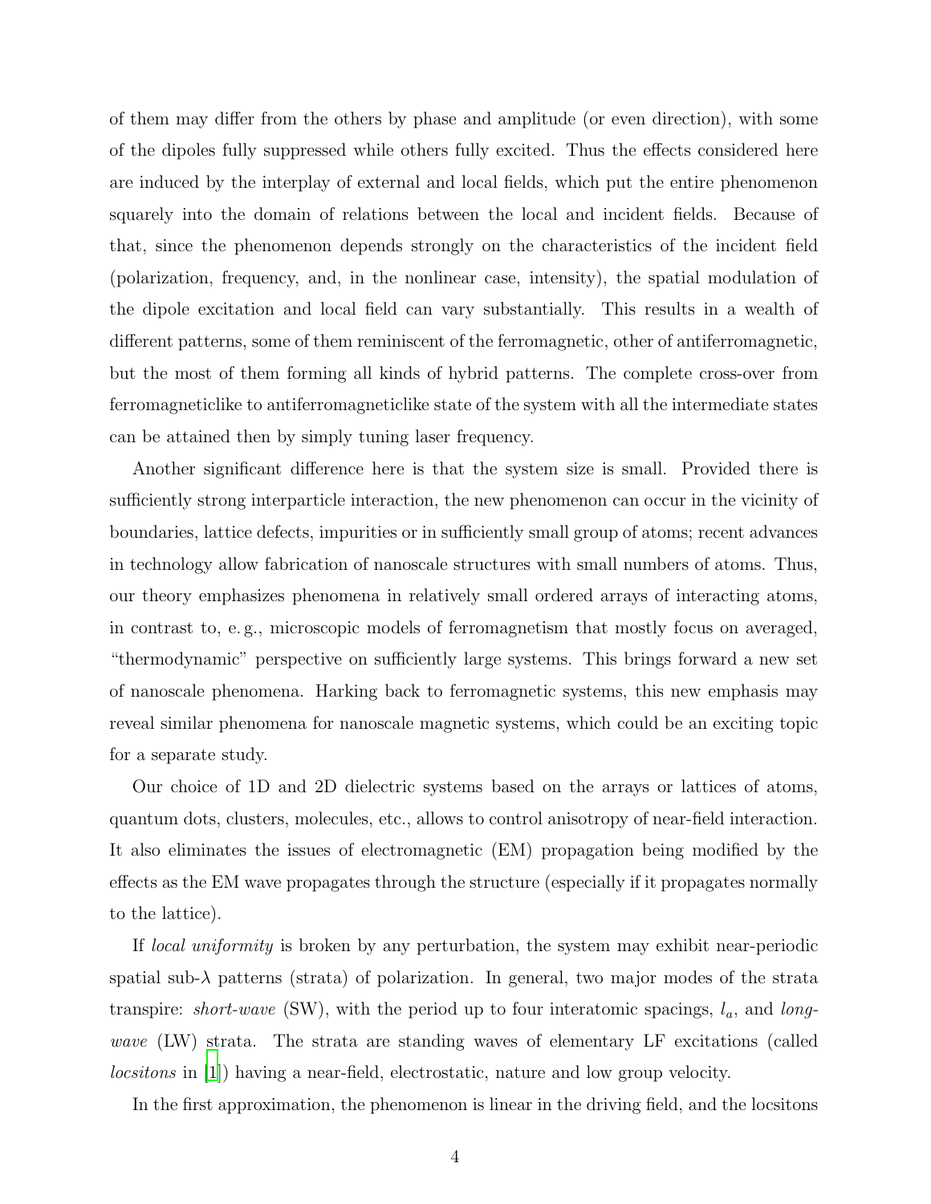of them may differ from the others by phase and amplitude (or even direction), with some of the dipoles fully suppressed while others fully excited. Thus the effects considered here are induced by the interplay of external and local fields, which put the entire phenomenon squarely into the domain of relations between the local and incident fields. Because of that, since the phenomenon depends strongly on the characteristics of the incident field (polarization, frequency, and, in the nonlinear case, intensity), the spatial modulation of the dipole excitation and local field can vary substantially. This results in a wealth of different patterns, some of them reminiscent of the ferromagnetic, other of antiferromagnetic, but the most of them forming all kinds of hybrid patterns. The complete cross-over from ferromagneticlike to antiferromagneticlike state of the system with all the intermediate states can be attained then by simply tuning laser frequency.

Another significant difference here is that the system size is small. Provided there is sufficiently strong interparticle interaction, the new phenomenon can occur in the vicinity of boundaries, lattice defects, impurities or in sufficiently small group of atoms; recent advances in technology allow fabrication of nanoscale structures with small numbers of atoms. Thus, our theory emphasizes phenomena in relatively small ordered arrays of interacting atoms, in contrast to, e. g., microscopic models of ferromagnetism that mostly focus on averaged, "thermodynamic" perspective on sufficiently large systems. This brings forward a new set of nanoscale phenomena. Harking back to ferromagnetic systems, this new emphasis may reveal similar phenomena for nanoscale magnetic systems, which could be an exciting topic for a separate study.

Our choice of 1D and 2D dielectric systems based on the arrays or lattices of atoms, quantum dots, clusters, molecules, etc., allows to control anisotropy of near-field interaction. It also eliminates the issues of electromagnetic (EM) propagation being modified by the effects as the EM wave propagates through the structure (especially if it propagates normally to the lattice).

If *local uniformity* is broken by any perturbation, the system may exhibit near-periodic spatial sub-$\lambda$ patterns (strata) of polarization. In general, two major modes of the strata transpire: *short-wave* (SW), with the period up to four interatomic spacings, $l_a$, and *long-wave* (LW) strata. The strata are standing waves of elementary LF excitations (called *locsitons* in [1]) having a near-field, electrostatic, nature and low group velocity.

In the first approximation, the phenomenon is linear in the driving field, and the locsitons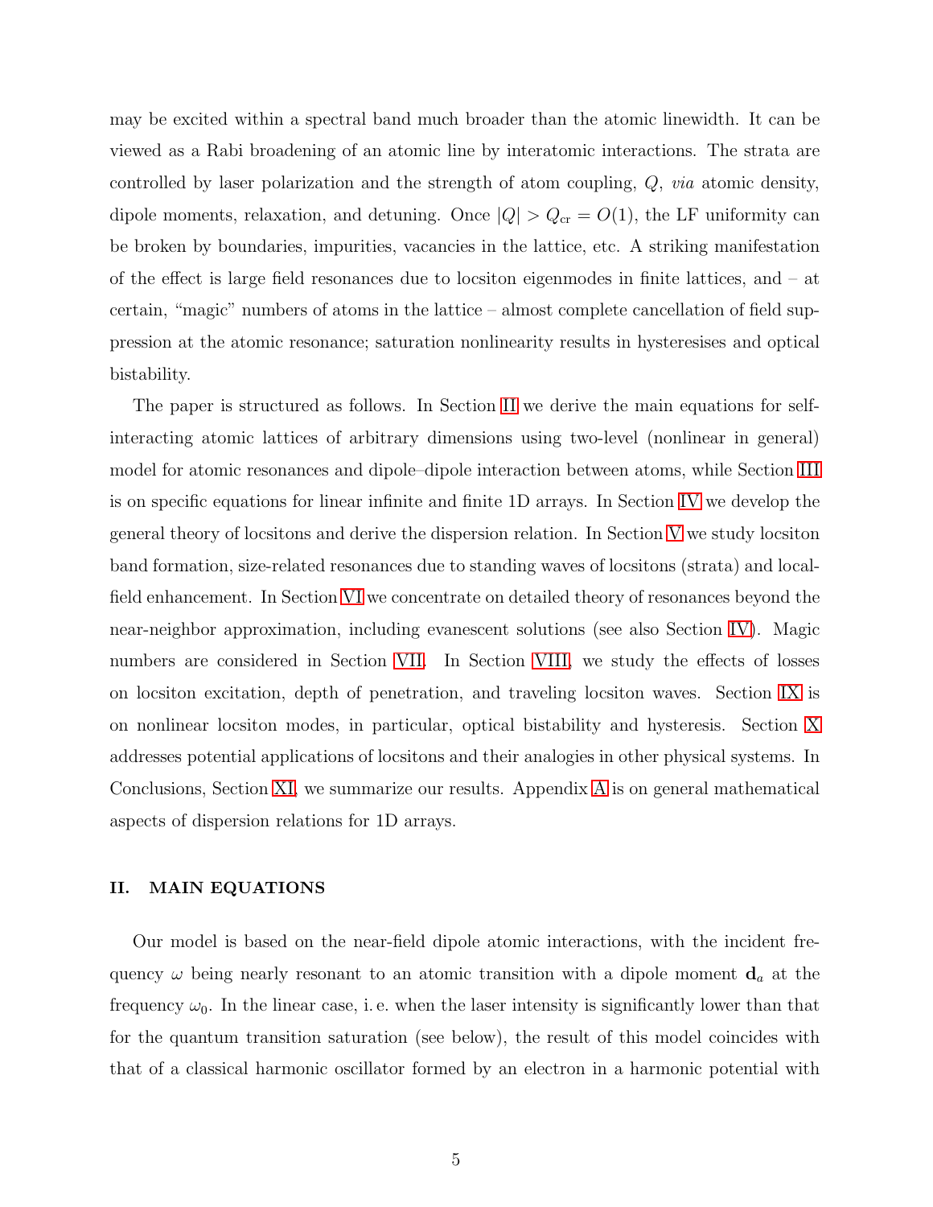may be excited within a spectral band much broader than the atomic linewidth. It can be viewed as a Rabi broadening of an atomic line by interatomic interactions. The strata are controlled by laser polarization and the strength of atom coupling, $Q$, *via* atomic density, dipole moments, relaxation, and detuning. Once $|Q| > Q_{\rm cr} = O(1)$, the LF uniformity can be broken by boundaries, impurities, vacancies in the lattice, etc. A striking manifestation of the effect is large field resonances due to locsiton eigenmodes in finite lattices, and – at certain, "magic" numbers of atoms in the lattice – almost complete cancellation of field suppression at the atomic resonance; saturation nonlinearity results in hysteresises and optical bistability.

The paper is structured as follows. In Section II we derive the main equations for self-interacting atomic lattices of arbitrary dimensions using two-level (nonlinear in general) model for atomic resonances and dipole–dipole interaction between atoms, while Section III is on specific equations for linear infinite and finite 1D arrays. In Section IV we develop the general theory of locsitons and derive the dispersion relation. In Section V we study locsiton band formation, size-related resonances due to standing waves of locsitons (strata) and local-field enhancement. In Section VI we concentrate on detailed theory of resonances beyond the near-neighbor approximation, including evanescent solutions (see also Section IV). Magic numbers are considered in Section VII. In Section VIII, we study the effects of losses on locsiton excitation, depth of penetration, and traveling locsiton waves. Section IX is on nonlinear locsiton modes, in particular, optical bistability and hysteresis. Section X addresses potential applications of locsitons and their analogies in other physical systems. In Conclusions, Section XI, we summarize our results. Appendix A is on general mathematical aspects of dispersion relations for 1D arrays.

## II. MAIN EQUATIONS

Our model is based on the near-field dipole atomic interactions, with the incident frequency $\omega$ being nearly resonant to an atomic transition with a dipole moment $\mathbf{d}_a$ at the frequency $\omega_0$. In the linear case, i. e. when the laser intensity is significantly lower than that for the quantum transition saturation (see below), the result of this model coincides with that of a classical harmonic oscillator formed by an electron in a harmonic potential with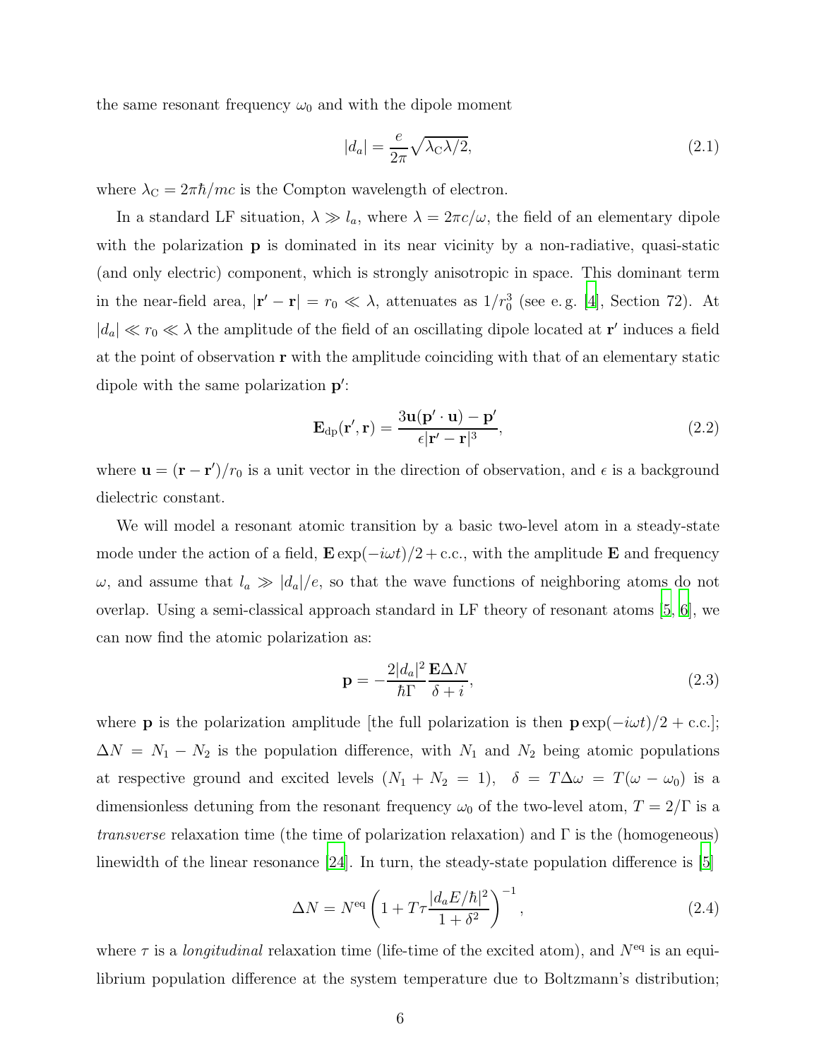the same resonant frequency $\omega_0$ and with the dipole moment

$$|d_a| = \frac{e}{2\pi}\sqrt{\lambda_{\rm C}\lambda/2}, \tag{2.1}$$

where $\lambda_{\rm C} = 2\pi\hbar/mc$ is the Compton wavelength of electron.

In a standard LF situation, $\lambda \gg l_a$, where $\lambda = 2\pi c/\omega$, the field of an elementary dipole with the polarization $\mathbf{p}$ is dominated in its near vicinity by a non-radiative, quasi-static (and only electric) component, which is strongly anisotropic in space. This dominant term in the near-field area, $|\mathbf{r}' - \mathbf{r}| = r_0 \ll \lambda$, attenuates as $1/r_0^3$ (see e. g. [4], Section 72). At $|d_a| \ll r_0 \ll \lambda$ the amplitude of the field of an oscillating dipole located at $\mathbf{r}'$ induces a field at the point of observation $\mathbf{r}$ with the amplitude coinciding with that of an elementary static dipole with the same polarization $\mathbf{p}'$:

$$\mathbf{E}_{\rm dp}(\mathbf{r}', \mathbf{r}) = \frac{3\mathbf{u}(\mathbf{p}' \cdot \mathbf{u}) - \mathbf{p}'}{\epsilon|\mathbf{r}' - \mathbf{r}|^3}, \tag{2.2}$$

where $\mathbf{u} = (\mathbf{r} - \mathbf{r}')/r_0$ is a unit vector in the direction of observation, and $\epsilon$ is a background dielectric constant.

We will model a resonant atomic transition by a basic two-level atom in a steady-state mode under the action of a field, $\mathbf{E}\exp(-i\omega t)/2 + \text{c.c.}$, with the amplitude $\mathbf{E}$ and frequency $\omega$, and assume that $l_a \gg |d_a|/e$, so that the wave functions of neighboring atoms do not overlap. Using a semi-classical approach standard in LF theory of resonant atoms [5, 6], we can now find the atomic polarization as:

$$\mathbf{p} = -\frac{2|d_a|^2}{\hbar\Gamma}\frac{\mathbf{E}\Delta N}{\delta + i}, \tag{2.3}$$

where $\mathbf{p}$ is the polarization amplitude [the full polarization is then $\mathbf{p}\exp(-i\omega t)/2 + \text{c.c.}$]; $\Delta N = N_1 - N_2$ is the population difference, with $N_1$ and $N_2$ being atomic populations at respective ground and excited levels ($N_1 + N_2 = 1$), $\delta = T\Delta\omega = T(\omega - \omega_0)$ is a dimensionless detuning from the resonant frequency $\omega_0$ of the two-level atom, $T = 2/\Gamma$ is a *transverse* relaxation time (the time of polarization relaxation) and $\Gamma$ is the (homogeneous) linewidth of the linear resonance [24]. In turn, the steady-state population difference is [5]

$$\Delta N = N^{\rm eq}\left(1 + T\tau\frac{|d_a E/\hbar|^2}{1 + \delta^2}\right)^{-1}, \tag{2.4}$$

where $\tau$ is a *longitudinal* relaxation time (life-time of the excited atom), and $N^{\rm eq}$ is an equilibrium population difference at the system temperature due to Boltzmann's distribution;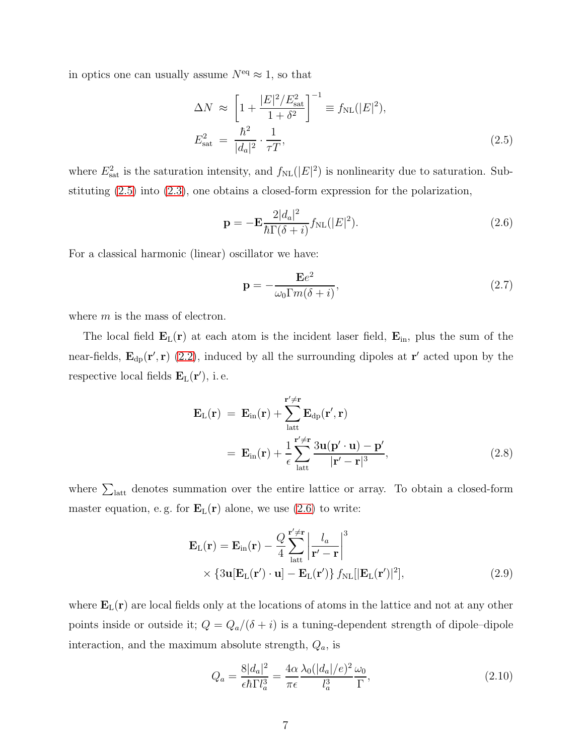in optics one can usually assume $N^{\mathrm{eq}} \approx 1$, so that

$$
\begin{aligned}
\Delta N \;&\approx\; \left[1 + \frac{|E|^2/E_{\mathrm{sat}}^2}{1+\delta^2}\right]^{-1} \equiv f_{\mathrm{NL}}(|E|^2), \\
E_{\mathrm{sat}}^2 \;&=\; \frac{\hbar^2}{|d_a|^2} \cdot \frac{1}{\tau T},
\end{aligned}
\tag{2.5}
$$

where $E_{\mathrm{sat}}^2$ is the saturation intensity, and $f_{\mathrm{NL}}(|E|^2)$ is nonlinearity due to saturation. Substituting (2.5) into (2.3), one obtains a closed-form expression for the polarization,

$$
\mathbf{p} = -\mathbf{E}\frac{2|d_a|^2}{\hbar\Gamma(\delta + i)} f_{\mathrm{NL}}(|E|^2). \tag{2.6}
$$

For a classical harmonic (linear) oscillator we have:

$$
\mathbf{p} = -\frac{\mathbf{E}e^2}{\omega_0 \Gamma m(\delta + i)}, \tag{2.7}
$$

where $m$ is the mass of electron.

The local field $\mathbf{E}_{\mathrm{L}}(\mathbf{r})$ at each atom is the incident laser field, $\mathbf{E}_{\mathrm{in}}$, plus the sum of the near-fields, $\mathbf{E}_{\mathrm{dp}}(\mathbf{r}', \mathbf{r})$ (2.2), induced by all the surrounding dipoles at $\mathbf{r}'$ acted upon by the respective local fields $\mathbf{E}_{\mathrm{L}}(\mathbf{r}')$, i. e.

$$
\begin{aligned}
\mathbf{E}_{\mathrm{L}}(\mathbf{r}) \;&=\; \mathbf{E}_{\mathrm{in}}(\mathbf{r}) + \sum_{\mathrm{latt}}^{\mathbf{r}' \neq \mathbf{r}} \mathbf{E}_{\mathrm{dp}}(\mathbf{r}', \mathbf{r}) \\
&=\; \mathbf{E}_{\mathrm{in}}(\mathbf{r}) + \frac{1}{\epsilon}\sum_{\mathrm{latt}}^{\mathbf{r}' \neq \mathbf{r}} \frac{3\mathbf{u}(\mathbf{p}' \cdot \mathbf{u}) - \mathbf{p}'}{|\mathbf{r}' - \mathbf{r}|^3},
\end{aligned}
\tag{2.8}
$$

where $\sum_{\mathrm{latt}}$ denotes summation over the entire lattice or array. To obtain a closed-form master equation, e. g. for $\mathbf{E}_{\mathrm{L}}(\mathbf{r})$ alone, we use (2.6) to write:

$$
\begin{aligned}
\mathbf{E}_{\mathrm{L}}(\mathbf{r}) = \mathbf{E}_{\mathrm{in}}(\mathbf{r}) - \frac{Q}{4}\sum_{\mathrm{latt}}^{\mathbf{r}' \neq \mathbf{r}} \left|\frac{l_a}{\mathbf{r}' - \mathbf{r}}\right|^3 \\
\times \{3\mathbf{u}[\mathbf{E}_{\mathrm{L}}(\mathbf{r}') \cdot \mathbf{u}] - \mathbf{E}_{\mathrm{L}}(\mathbf{r}')\}\, f_{\mathrm{NL}}[|\mathbf{E}_{\mathrm{L}}(\mathbf{r}')|^2],
\end{aligned}
\tag{2.9}
$$

where $\mathbf{E}_{\mathrm{L}}(\mathbf{r})$ are local fields only at the locations of atoms in the lattice and not at any other points inside or outside it; $Q = Q_a/(\delta + i)$ is a tuning-dependent strength of dipole–dipole interaction, and the maximum absolute strength, $Q_a$, is

$$
Q_a = \frac{8|d_a|^2}{\epsilon \hbar \Gamma l_a^3} = \frac{4\alpha}{\pi\epsilon}\frac{\lambda_0(|d_a|/e)^2}{l_a^3}\frac{\omega_0}{\Gamma}, \tag{2.10}
$$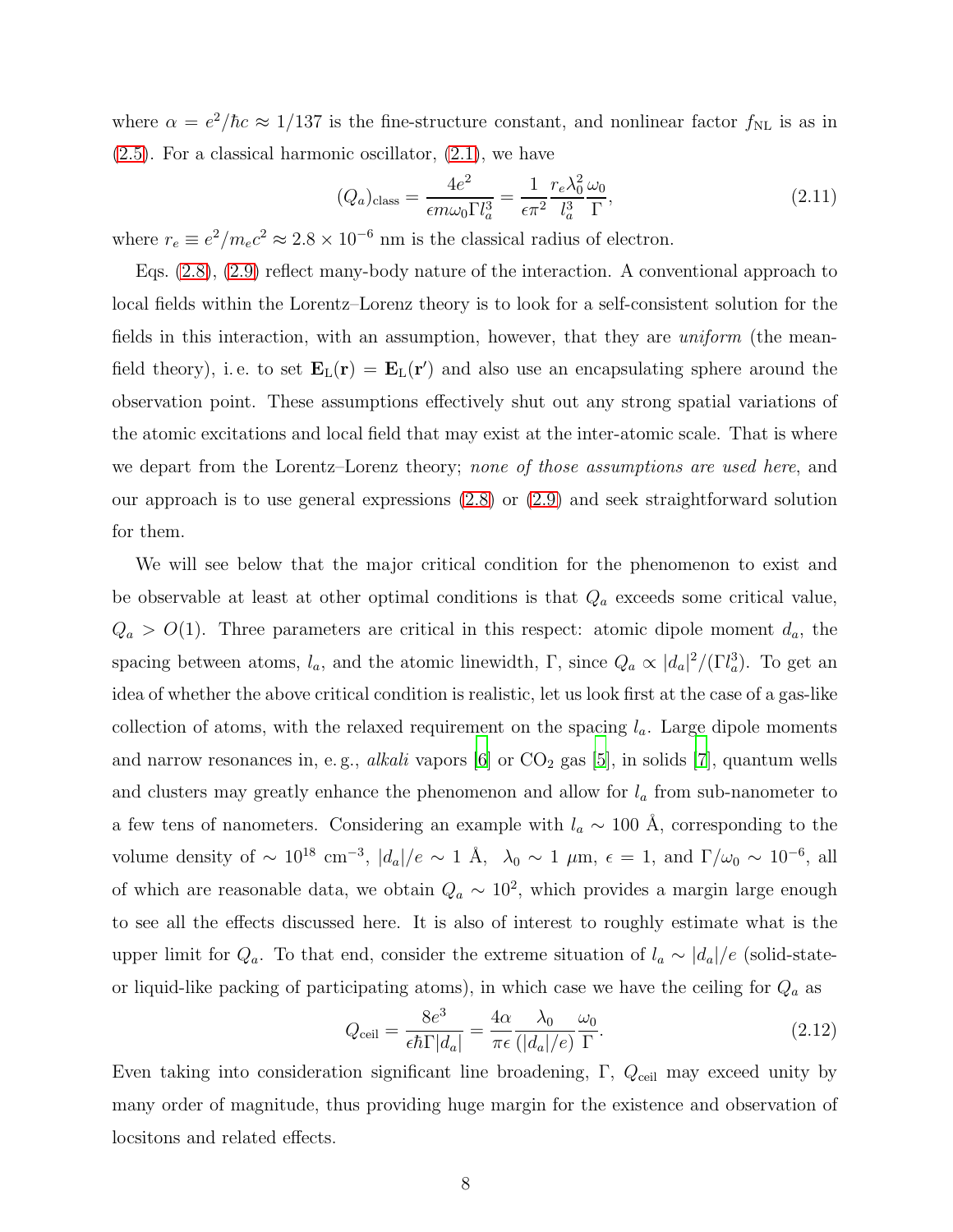where $\alpha = e^2/\hbar c \approx 1/137$ is the fine-structure constant, and nonlinear factor $f_{\rm NL}$ is as in (2.5). For a classical harmonic oscillator, (2.1), we have

$$(Q_a)_{\rm class} = \frac{4e^2}{\epsilon m \omega_0 \Gamma l_a^3} = \frac{1}{\epsilon \pi^2} \frac{r_e \lambda_0^2}{l_a^3} \frac{\omega_0}{\Gamma}, \tag{2.11}$$

where $r_e \equiv e^2/m_e c^2 \approx 2.8 \times 10^{-6}$ nm is the classical radius of electron.

Eqs. (2.8), (2.9) reflect many-body nature of the interaction. A conventional approach to local fields within the Lorentz–Lorenz theory is to look for a self-consistent solution for the fields in this interaction, with an assumption, however, that they are *uniform* (the mean-field theory), i. e. to set $\mathbf{E}_{\rm L}(\mathbf{r}) = \mathbf{E}_{\rm L}(\mathbf{r}')$ and also use an encapsulating sphere around the observation point. These assumptions effectively shut out any strong spatial variations of the atomic excitations and local field that may exist at the inter-atomic scale. That is where we depart from the Lorentz–Lorenz theory; *none of those assumptions are used here*, and our approach is to use general expressions (2.8) or (2.9) and seek straightforward solution for them.

We will see below that the major critical condition for the phenomenon to exist and be observable at least at other optimal conditions is that $Q_a$ exceeds some critical value, $Q_a > O(1)$. Three parameters are critical in this respect: atomic dipole moment $d_a$, the spacing between atoms, $l_a$, and the atomic linewidth, $\Gamma$, since $Q_a \propto |d_a|^2/(\Gamma l_a^3)$. To get an idea of whether the above critical condition is realistic, let us look first at the case of a gas-like collection of atoms, with the relaxed requirement on the spacing $l_a$. Large dipole moments and narrow resonances in, e. g., *alkali* vapors [6] or $CO_2$ gas [5], in solids [7], quantum wells and clusters may greatly enhance the phenomenon and allow for $l_a$ from sub-nanometer to a few tens of nanometers. Considering an example with $l_a \sim 100$ Å, corresponding to the volume density of $\sim 10^{18}$ cm$^{-3}$, $|d_a|/e \sim 1$ Å, $\lambda_0 \sim 1$ $\mu$m, $\epsilon = 1$, and $\Gamma/\omega_0 \sim 10^{-6}$, all of which are reasonable data, we obtain $Q_a \sim 10^2$, which provides a margin large enough to see all the effects discussed here. It is also of interest to roughly estimate what is the upper limit for $Q_a$. To that end, consider the extreme situation of $l_a \sim |d_a|/e$ (solid-state- or liquid-like packing of participating atoms), in which case we have the ceiling for $Q_a$ as

$$Q_{\rm ceil} = \frac{8e^3}{\epsilon \hbar \Gamma |d_a|} = \frac{4\alpha}{\pi \epsilon} \frac{\lambda_0}{(|d_a|/e)} \frac{\omega_0}{\Gamma}. \tag{2.12}$$

Even taking into consideration significant line broadening, $\Gamma$, $Q_{\rm ceil}$ may exceed unity by many order of magnitude, thus providing huge margin for the existence and observation of locsitons and related effects.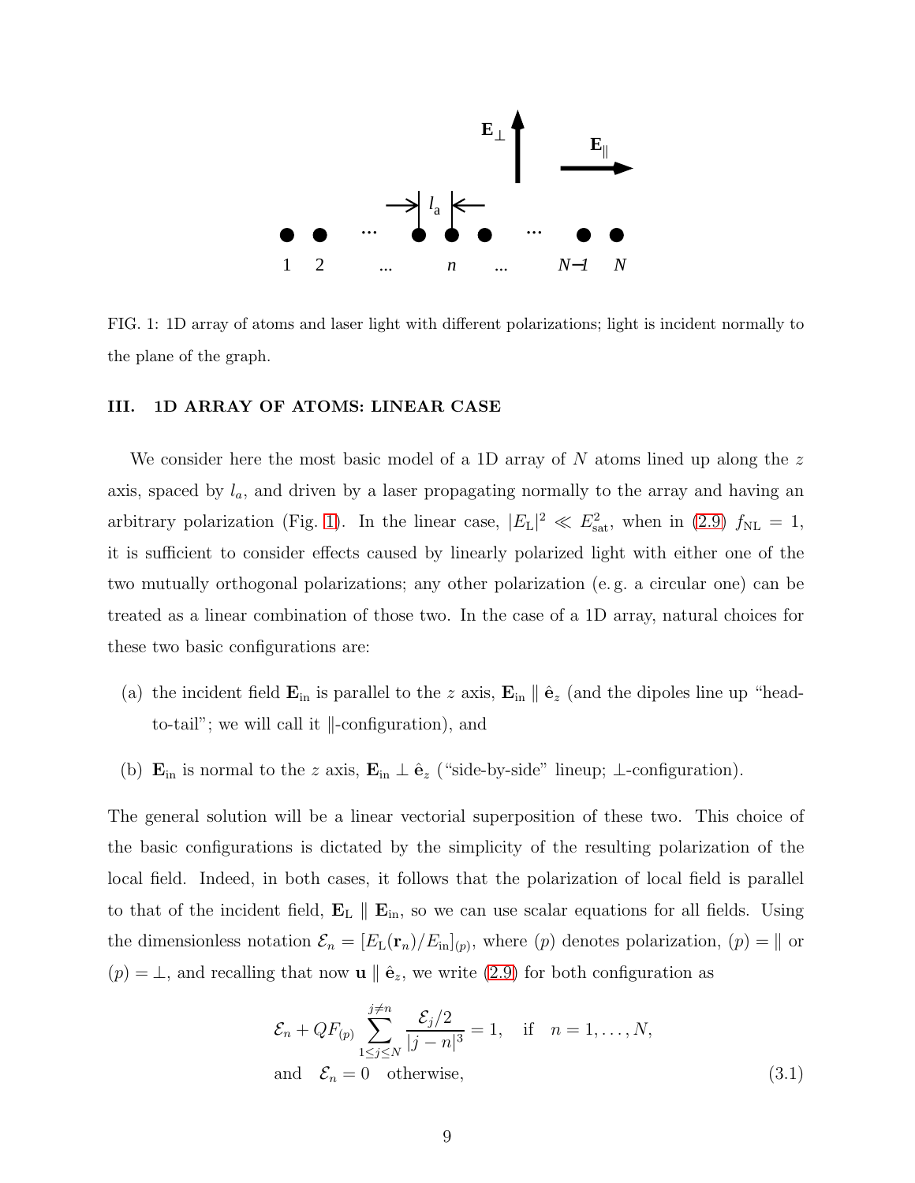FIG. 1: 1D array of atoms and laser light with different polarizations; light is incident normally to the plane of the graph.

## III. 1D ARRAY OF ATOMS: LINEAR CASE

We consider here the most basic model of a 1D array of $N$ atoms lined up along the $z$ axis, spaced by $l_a$, and driven by a laser propagating normally to the array and having an arbitrary polarization (Fig. 1). In the linear case, $|E_\mathrm{L}|^2 \ll E_\mathrm{sat}^2$, when in (2.9) $f_\mathrm{NL} = 1$, it is sufficient to consider effects caused by linearly polarized light with either one of the two mutually orthogonal polarizations; any other polarization (e. g. a circular one) can be treated as a linear combination of those two. In the case of a 1D array, natural choices for these two basic configurations are:

(a) the incident field $\mathbf{E}_\mathrm{in}$ is parallel to the $z$ axis, $\mathbf{E}_\mathrm{in} \parallel \hat{\mathbf{e}}_z$ (and the dipoles line up "head-to-tail"; we will call it $\|$-configuration), and

(b) $\mathbf{E}_\mathrm{in}$ is normal to the $z$ axis, $\mathbf{E}_\mathrm{in} \perp \hat{\mathbf{e}}_z$ ("side-by-side" lineup; $\perp$-configuration).

The general solution will be a linear vectorial superposition of these two. This choice of the basic configurations is dictated by the simplicity of the resulting polarization of the local field. Indeed, in both cases, it follows that the polarization of local field is parallel to that of the incident field, $\mathbf{E}_\mathrm{L} \parallel \mathbf{E}_\mathrm{in}$, so we can use scalar equations for all fields. Using the dimensionless notation $\mathcal{E}_n = [E_\mathrm{L}(\mathbf{r}_n)/E_\mathrm{in}]_{(p)}$, where $(p)$ denotes polarization, $(p) = \|$ or $(p) = \perp$, and recalling that now $\mathbf{u} \parallel \hat{\mathbf{e}}_z$, we write (2.9) for both configuration as

$$
\mathcal{E}_n + QF_{(p)} \sum_{1 \le j \le N}^{j \neq n} \frac{\mathcal{E}_j/2}{|j-n|^3} = 1, \quad \text{if} \quad n = 1, \dots, N,
$$
$$
\text{and} \quad \mathcal{E}_n = 0 \quad \text{otherwise,} \tag{3.1}
$$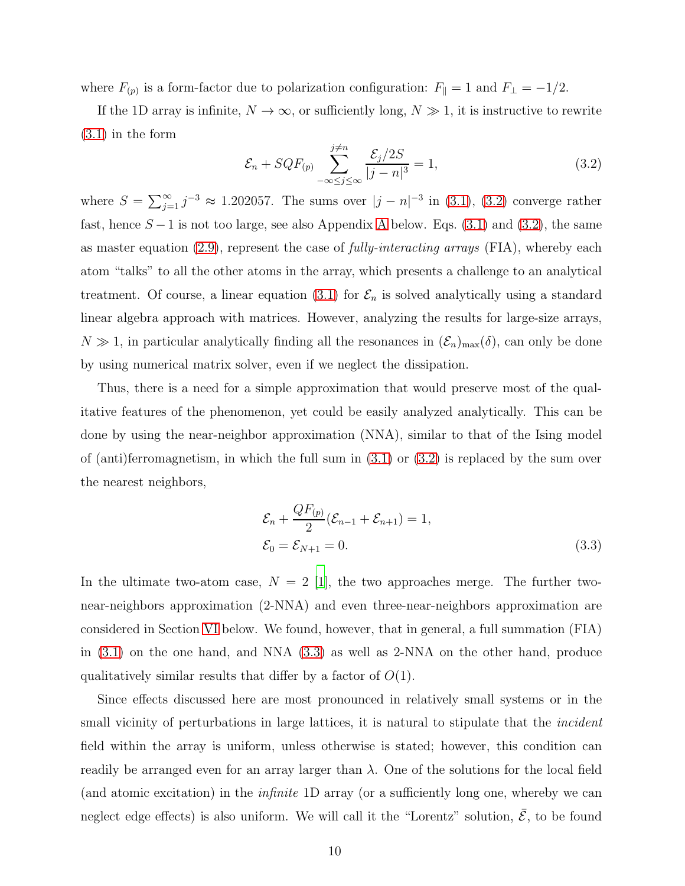where $F_{(p)}$ is a form-factor due to polarization configuration: $F_{\parallel} = 1$ and $F_{\perp} = -1/2$.

If the 1D array is infinite, $N \to \infty$, or sufficiently long, $N \gg 1$, it is instructive to rewrite (3.1) in the form

$$\mathcal{E}_n + SQF_{(p)} \sum_{-\infty \le j \le \infty}^{j \ne n} \frac{\mathcal{E}_j/2S}{|j-n|^3} = 1, \tag{3.2}$$

where $S = \sum_{j=1}^{\infty} j^{-3} \approx 1.202057$. The sums over $|j-n|^{-3}$ in (3.1), (3.2) converge rather fast, hence $S - 1$ is not too large, see also Appendix A below. Eqs. (3.1) and (3.2), the same as master equation (2.9), represent the case of *fully-interacting arrays* (FIA), whereby each atom "talks" to all the other atoms in the array, which presents a challenge to an analytical treatment. Of course, a linear equation (3.1) for $\mathcal{E}_n$ is solved analytically using a standard linear algebra approach with matrices. However, analyzing the results for large-size arrays, $N \gg 1$, in particular analytically finding all the resonances in $(\mathcal{E}_n)_{\max}(\delta)$, can only be done by using numerical matrix solver, even if we neglect the dissipation.

Thus, there is a need for a simple approximation that would preserve most of the qualitative features of the phenomenon, yet could be easily analyzed analytically. This can be done by using the near-neighbor approximation (NNA), similar to that of the Ising model of (anti)ferromagnetism, in which the full sum in (3.1) or (3.2) is replaced by the sum over the nearest neighbors,

$$\mathcal{E}_n + \frac{QF_{(p)}}{2}(\mathcal{E}_{n-1} + \mathcal{E}_{n+1}) = 1,$$
$$\mathcal{E}_0 = \mathcal{E}_{N+1} = 0. \tag{3.3}$$

In the ultimate two-atom case, $N = 2$ [1], the two approaches merge. The further two-near-neighbors approximation (2-NNA) and even three-near-neighbors approximation are considered in Section VI below. We found, however, that in general, a full summation (FIA) in (3.1) on the one hand, and NNA (3.3) as well as 2-NNA on the other hand, produce qualitatively similar results that differ by a factor of $O(1)$.

Since effects discussed here are most pronounced in relatively small systems or in the small vicinity of perturbations in large lattices, it is natural to stipulate that the *incident* field within the array is uniform, unless otherwise is stated; however, this condition can readily be arranged even for an array larger than $\lambda$. One of the solutions for the local field (and atomic excitation) in the *infinite* 1D array (or a sufficiently long one, whereby we can neglect edge effects) is also uniform. We will call it the "Lorentz" solution, $\bar{\mathcal{E}}$, to be found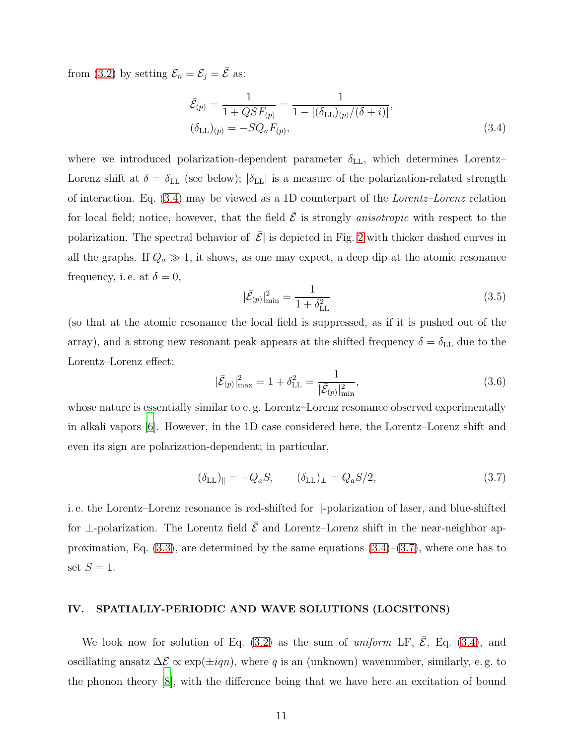from (3.2) by setting $\mathcal{E}_n = \mathcal{E}_j = \bar{\mathcal{E}}$ as:

$$
\begin{aligned}
\bar{\mathcal{E}}_{(p)} &= \frac{1}{1 + QSF_{(p)}} = \frac{1}{1 - [(\delta_{\rm LL})_{(p)}/(\delta + i)]}, \\
(\delta_{\rm LL})_{(p)} &= -SQ_a F_{(p)},
\end{aligned}
\tag{3.4}
$$

where we introduced polarization-dependent parameter $\delta_{\rm LL}$, which determines Lorentz–Lorenz shift at $\delta = \delta_{\rm LL}$ (see below); $|\delta_{\rm LL}|$ is a measure of the polarization-related strength of interaction. Eq. (3.4) may be viewed as a 1D counterpart of the *Lorentz–Lorenz* relation for local field; notice, however, that the field $\bar{\mathcal{E}}$ is strongly *anisotropic* with respect to the polarization. The spectral behavior of $|\bar{\mathcal{E}}|$ is depicted in Fig. 2 with thicker dashed curves in all the graphs. If $Q_a \gg 1$, it shows, as one may expect, a deep dip at the atomic resonance frequency, i. e. at $\delta = 0$,

$$
|\bar{\mathcal{E}}_{(p)}|^2_{\rm min} = \frac{1}{1 + \delta^2_{\rm LL}}
\tag{3.5}
$$

(so that at the atomic resonance the local field is suppressed, as if it is pushed out of the array), and a strong new resonant peak appears at the shifted frequency $\delta = \delta_{\rm LL}$ due to the Lorentz–Lorenz effect:

$$
|\bar{\mathcal{E}}_{(p)}|^2_{\rm max} = 1 + \delta^2_{\rm LL} = \frac{1}{|\bar{\mathcal{E}}_{(p)}|^2_{\rm min}},
\tag{3.6}
$$

whose nature is essentially similar to e. g. Lorentz–Lorenz resonance observed experimentally in alkali vapors [6]. However, in the 1D case considered here, the Lorentz–Lorenz shift and even its sign are polarization-dependent; in particular,

$$
(\delta_{\rm LL})_{\parallel} = -Q_a S, \qquad (\delta_{\rm LL})_{\perp} = Q_a S/2,
\tag{3.7}
$$

i. e. the Lorentz–Lorenz resonance is red-shifted for $\parallel$-polarization of laser, and blue-shifted for $\perp$-polarization. The Lorentz field $\bar{\mathcal{E}}$ and Lorentz–Lorenz shift in the near-neighbor approximation, Eq. (3.3), are determined by the same equations (3.4)–(3.7), where one has to set $S = 1$.

## IV. SPATIALLY-PERIODIC AND WAVE SOLUTIONS (LOCSITONS)

We look now for solution of Eq. (3.2) as the sum of *uniform* LF, $\bar{\mathcal{E}}$, Eq. (3.4), and oscillating ansatz $\Delta\mathcal{E} \propto \exp(\pm iqn)$, where $q$ is an (unknown) wavenumber, similarly, e. g. to the phonon theory [8], with the difference being that we have here an excitation of bound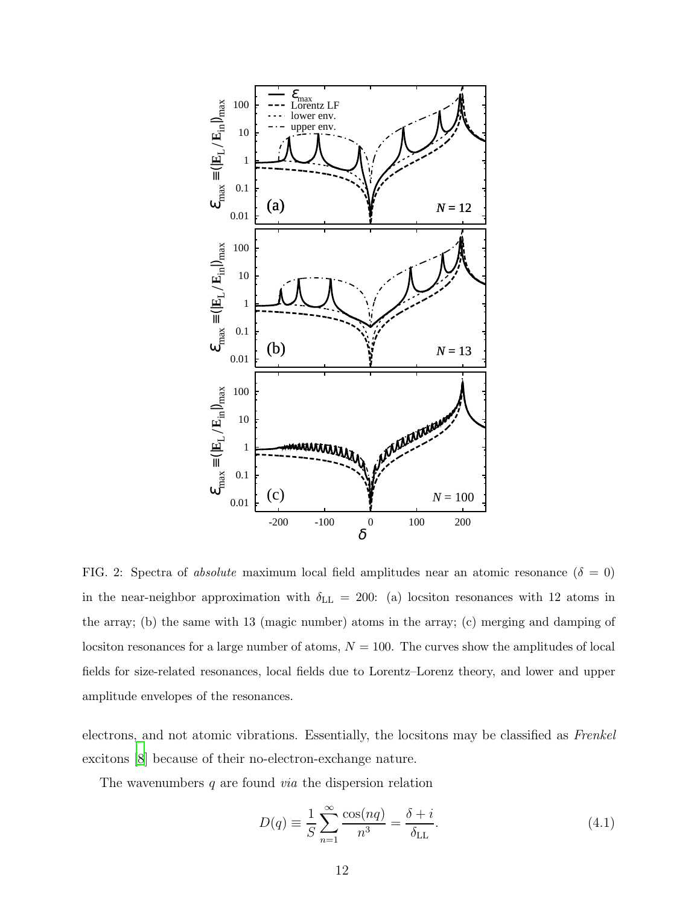FIG. 2: Spectra of *absolute* maximum local field amplitudes near an atomic resonance ($\delta = 0$) in the near-neighbor approximation with $\delta_{\rm LL} = 200$: (a) locsiton resonances with 12 atoms in the array; (b) the same with 13 (magic number) atoms in the array; (c) merging and damping of locsiton resonances for a large number of atoms, $N = 100$. The curves show the amplitudes of local fields for size-related resonances, local fields due to Lorentz–Lorenz theory, and lower and upper amplitude envelopes of the resonances.

electrons, and not atomic vibrations. Essentially, the locsitons may be classified as *Frenkel* excitons [8] because of their no-electron-exchange nature.

The wavenumbers $q$ are found *via* the dispersion relation

$$D(q) \equiv \frac{1}{S} \sum_{n=1}^{\infty} \frac{\cos(nq)}{n^3} = \frac{\delta + i}{\delta_{\rm LL}}. \tag{4.1}$$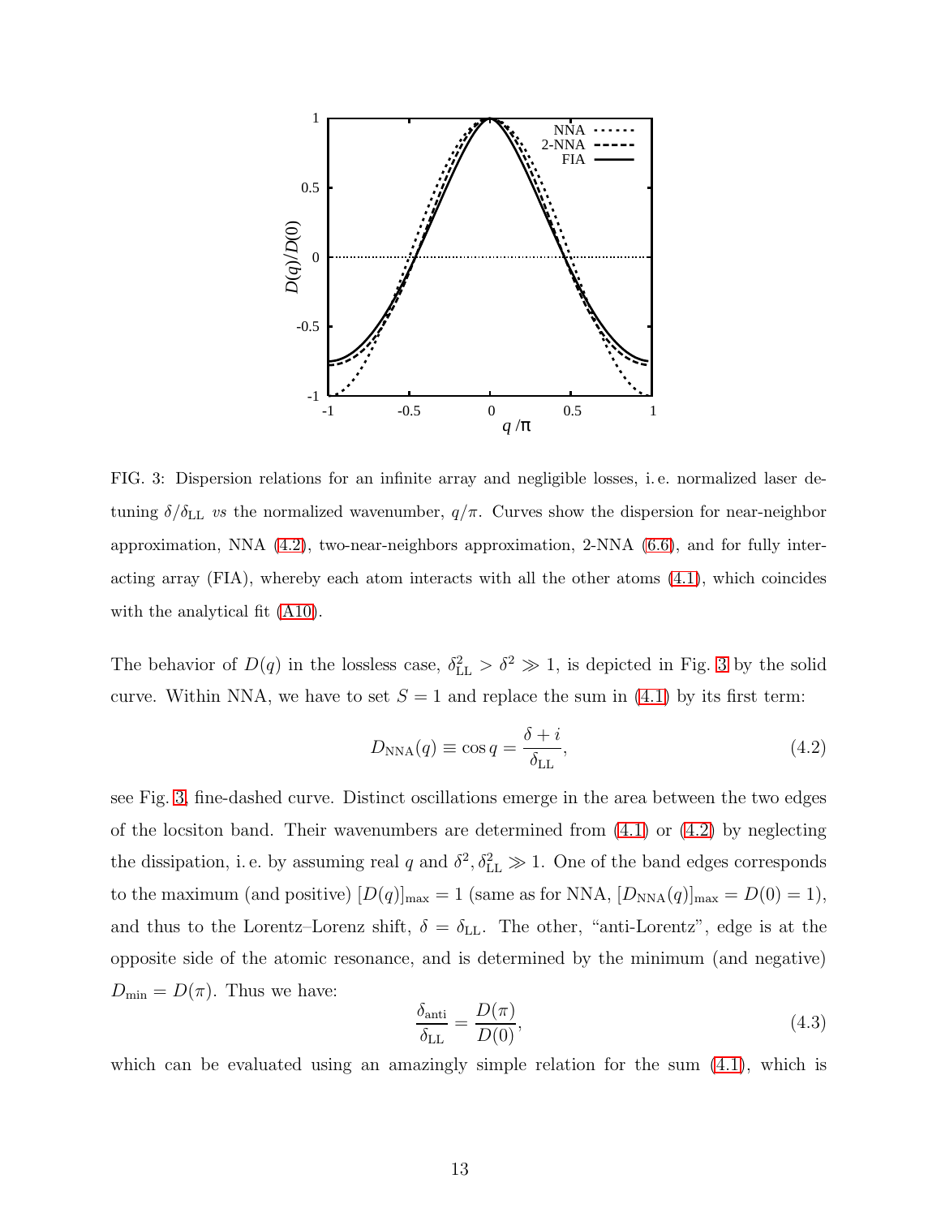FIG. 3: Dispersion relations for an infinite array and negligible losses, i. e. normalized laser detuning $\delta/\delta_{\rm LL}$ *vs* the normalized wavenumber, $q/\pi$. Curves show the dispersion for near-neighbor approximation, NNA (4.2), two-near-neighbors approximation, 2-NNA (6.6), and for fully interacting array (FIA), whereby each atom interacts with all the other atoms (4.1), which coincides with the analytical fit (A10).

The behavior of $D(q)$ in the lossless case, $\delta_{\rm LL}^2 > \delta^2 \gg 1$, is depicted in Fig. 3 by the solid curve. Within NNA, we have to set $S = 1$ and replace the sum in (4.1) by its first term:

$$D_{\rm NNA}(q) \equiv \cos q = \frac{\delta + i}{\delta_{\rm LL}}, \tag{4.2}$$

see Fig. 3, fine-dashed curve. Distinct oscillations emerge in the area between the two edges of the locsiton band. Their wavenumbers are determined from (4.1) or (4.2) by neglecting the dissipation, i. e. by assuming real $q$ and $\delta^2, \delta_{\rm LL}^2 \gg 1$. One of the band edges corresponds to the maximum (and positive) $[D(q)]_{\rm max} = 1$ (same as for NNA, $[D_{\rm NNA}(q)]_{\rm max} = D(0) = 1$), and thus to the Lorentz–Lorenz shift, $\delta = \delta_{\rm LL}$. The other, "anti-Lorentz", edge is at the opposite side of the atomic resonance, and is determined by the minimum (and negative) $D_{\rm min} = D(\pi)$. Thus we have:

$$\frac{\delta_{\rm anti}}{\delta_{\rm LL}} = \frac{D(\pi)}{D(0)}, \tag{4.3}$$

which can be evaluated using an amazingly simple relation for the sum (4.1), which is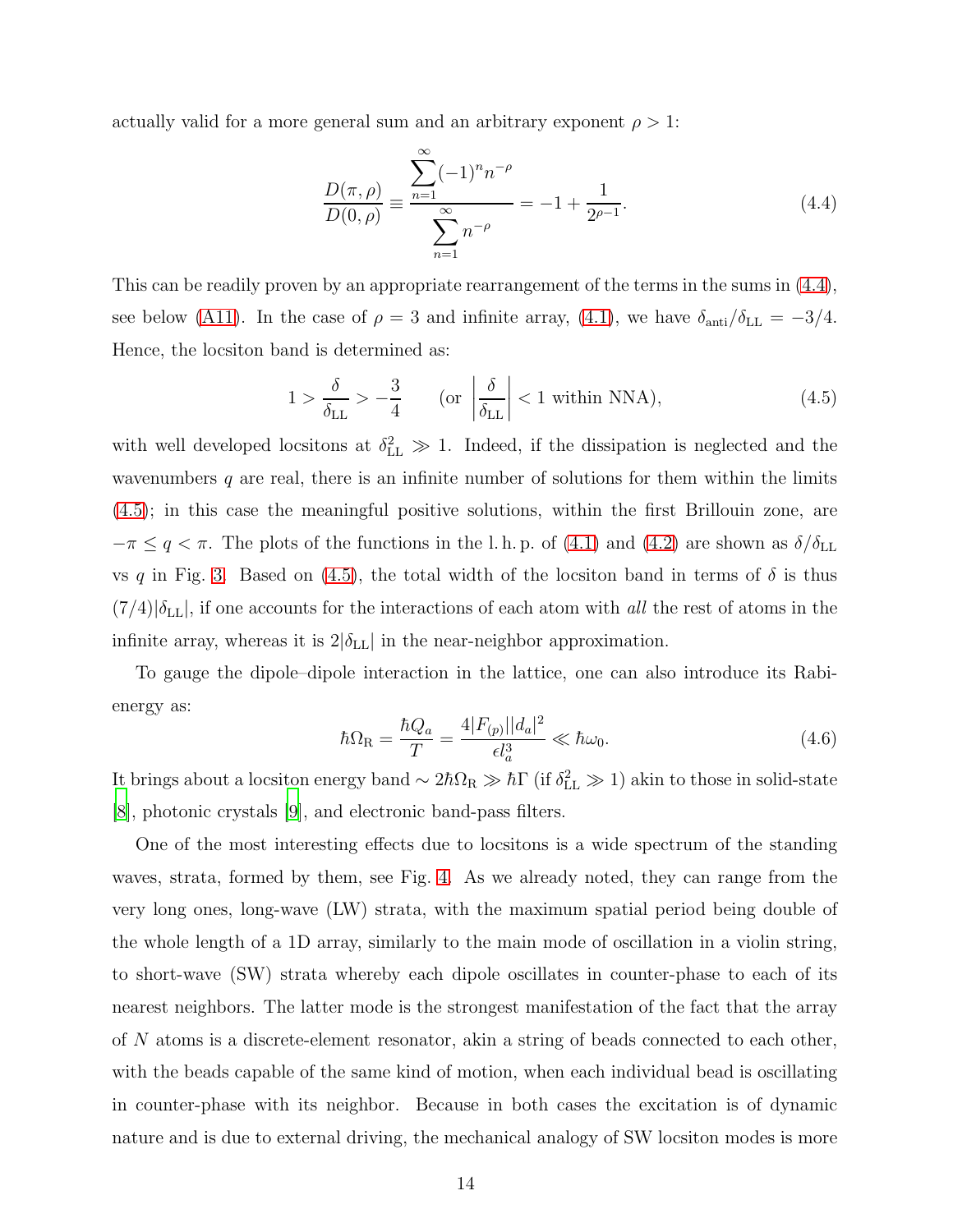actually valid for a more general sum and an arbitrary exponent $\rho > 1$:

$$\frac{D(\pi,\rho)}{D(0,\rho)} \equiv \frac{\sum_{n=1}^{\infty}(-1)^n n^{-\rho}}{\sum_{n=1}^{\infty} n^{-\rho}} = -1 + \frac{1}{2^{\rho-1}}. \tag{4.4}$$

This can be readily proven by an appropriate rearrangement of the terms in the sums in (4.4), see below (A11). In the case of $\rho = 3$ and infinite array, (4.1), we have $\delta_{\text{anti}}/\delta_{\text{LL}} = -3/4$. Hence, the locsiton band is determined as:

$$1 > \frac{\delta}{\delta_{\text{LL}}} > -\frac{3}{4} \qquad \left(\text{or } \left|\frac{\delta}{\delta_{\text{LL}}}\right| < 1 \text{ within NNA}\right), \tag{4.5}$$

with well developed locsitons at $\delta_{\text{LL}}^2 \gg 1$. Indeed, if the dissipation is neglected and the wavenumbers $q$ are real, there is an infinite number of solutions for them within the limits (4.5); in this case the meaningful positive solutions, within the first Brillouin zone, are $-\pi \le q < \pi$. The plots of the functions in the l. h. p. of (4.1) and (4.2) are shown as $\delta/\delta_{\text{LL}}$ vs $q$ in Fig. 3. Based on (4.5), the total width of the locsiton band in terms of $\delta$ is thus $(7/4)|\delta_{\text{LL}}|$, if one accounts for the interactions of each atom with *all* the rest of atoms in the infinite array, whereas it is $2|\delta_{\text{LL}}|$ in the near-neighbor approximation.

To gauge the dipole–dipole interaction in the lattice, one can also introduce its Rabi-energy as:

$$\hbar\Omega_{\text{R}} = \frac{\hbar Q_a}{T} = \frac{4|F_{(p)}||d_a|^2}{\epsilon l_a^3} \ll \hbar\omega_0. \tag{4.6}$$

It brings about a locsiton energy band $\sim 2\hbar\Omega_{\text{R}} \gg \hbar\Gamma$ (if $\delta_{\text{LL}}^2 \gg 1$) akin to those in solid-state [8], photonic crystals [9], and electronic band-pass filters.

One of the most interesting effects due to locsitons is a wide spectrum of the standing waves, strata, formed by them, see Fig. 4. As we already noted, they can range from the very long ones, long-wave (LW) strata, with the maximum spatial period being double of the whole length of a 1D array, similarly to the main mode of oscillation in a violin string, to short-wave (SW) strata whereby each dipole oscillates in counter-phase to each of its nearest neighbors. The latter mode is the strongest manifestation of the fact that the array of $N$ atoms is a discrete-element resonator, akin a string of beads connected to each other, with the beads capable of the same kind of motion, when each individual bead is oscillating in counter-phase with its neighbor. Because in both cases the excitation is of dynamic nature and is due to external driving, the mechanical analogy of SW locsiton modes is more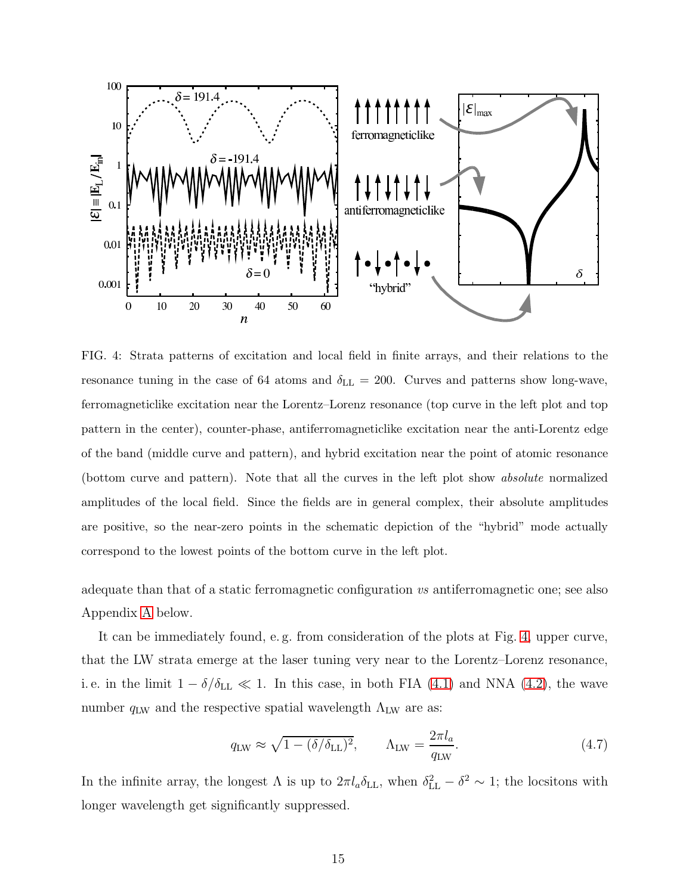FIG. 4: Strata patterns of excitation and local field in finite arrays, and their relations to the resonance tuning in the case of 64 atoms and $\delta_{\rm LL} = 200$. Curves and patterns show long-wave, ferromagneticlike excitation near the Lorentz–Lorenz resonance (top curve in the left plot and top pattern in the center), counter-phase, antiferromagneticlike excitation near the anti-Lorentz edge of the band (middle curve and pattern), and hybrid excitation near the point of atomic resonance (bottom curve and pattern). Note that all the curves in the left plot show *absolute* normalized amplitudes of the local field. Since the fields are in general complex, their absolute amplitudes are positive, so the near-zero points in the schematic depiction of the "hybrid" mode actually correspond to the lowest points of the bottom curve in the left plot.

adequate than that of a static ferromagnetic configuration *vs* antiferromagnetic one; see also Appendix A below.

It can be immediately found, e. g. from consideration of the plots at Fig. 4, upper curve, that the LW strata emerge at the laser tuning very near to the Lorentz–Lorenz resonance, i. e. in the limit $1 - \delta/\delta_{\rm LL} \ll 1$. In this case, in both FIA (4.1) and NNA (4.2), the wave number $q_{\rm LW}$ and the respective spatial wavelength $\Lambda_{\rm LW}$ are as:

$$q_{\rm LW} \approx \sqrt{1 - (\delta/\delta_{\rm LL})^2}, \qquad \Lambda_{\rm LW} = \frac{2\pi l_a}{q_{\rm LW}}. \tag{4.7}$$

In the infinite array, the longest $\Lambda$ is up to $2\pi l_a \delta_{\rm LL}$, when $\delta_{\rm LL}^2 - \delta^2 \sim 1$; the locsitons with longer wavelength get significantly suppressed.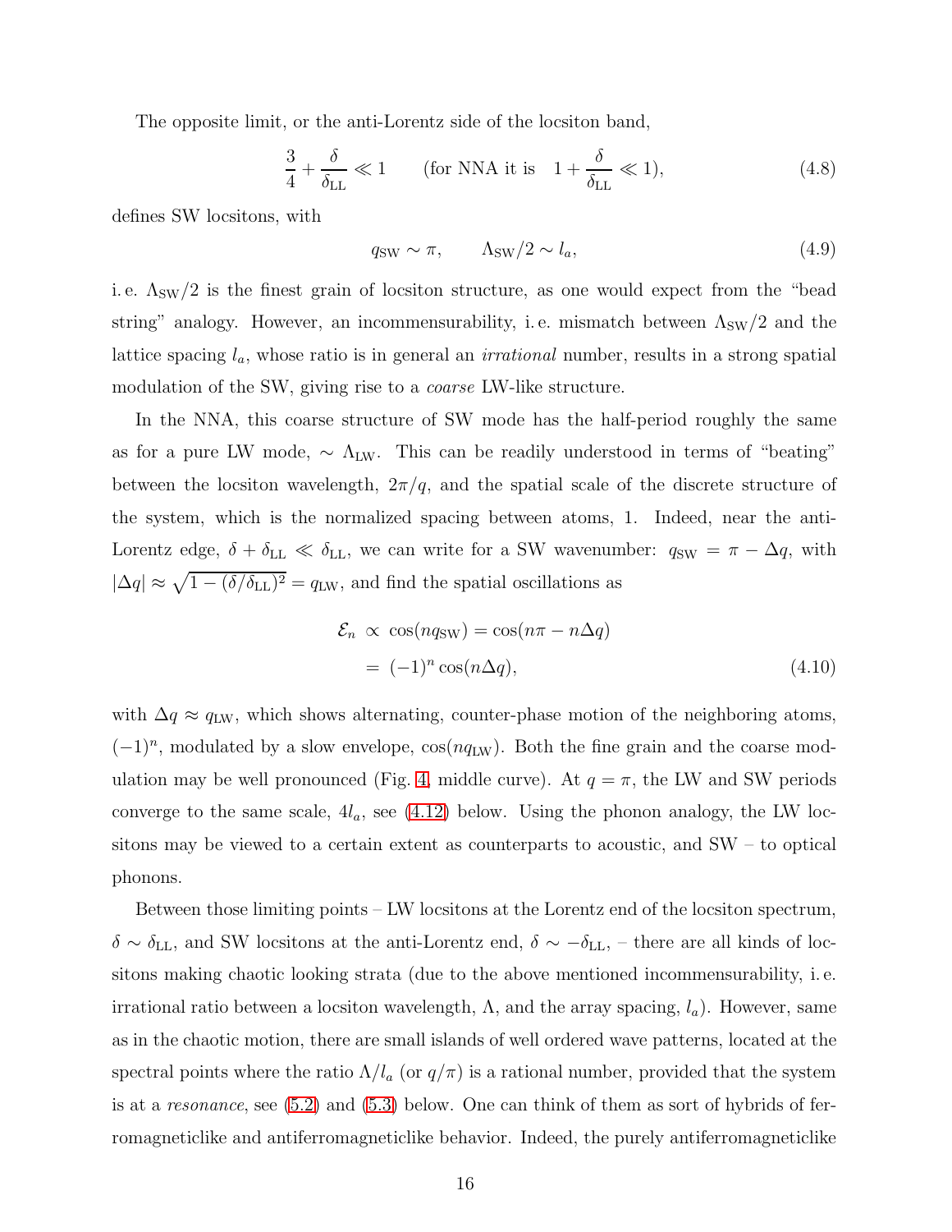The opposite limit, or the anti-Lorentz side of the locsiton band,

$$\frac{3}{4} + \frac{\delta}{\delta_{\rm LL}} \ll 1 \qquad \text{(for NNA it is} \quad 1 + \frac{\delta}{\delta_{\rm LL}} \ll 1\text{)}, \tag{4.8}$$

defines SW locsitons, with

$$q_{\rm SW} \sim \pi, \qquad \Lambda_{\rm SW}/2 \sim l_a, \tag{4.9}$$

i. e. $\Lambda_{\rm SW}/2$ is the finest grain of locsiton structure, as one would expect from the "bead string" analogy. However, an incommensurability, i. e. mismatch between $\Lambda_{\rm SW}/2$ and the lattice spacing $l_a$, whose ratio is in general an *irrational* number, results in a strong spatial modulation of the SW, giving rise to a *coarse* LW-like structure.

In the NNA, this coarse structure of SW mode has the half-period roughly the same as for a pure LW mode, $\sim \Lambda_{\rm LW}$. This can be readily understood in terms of "beating" between the locsiton wavelength, $2\pi/q$, and the spatial scale of the discrete structure of the system, which is the normalized spacing between atoms, 1. Indeed, near the anti-Lorentz edge, $\delta + \delta_{\rm LL} \ll \delta_{\rm LL}$, we can write for a SW wavenumber: $q_{\rm SW} = \pi - \Delta q$, with $|\Delta q| \approx \sqrt{1 - (\delta/\delta_{\rm LL})^2} = q_{\rm LW}$, and find the spatial oscillations as

$$\begin{aligned}
\mathcal{E}_n &\propto \cos(nq_{\rm SW}) = \cos(n\pi - n\Delta q) \\
&= (-1)^n \cos(n\Delta q),
\end{aligned} \tag{4.10}$$

with $\Delta q \approx q_{\rm LW}$, which shows alternating, counter-phase motion of the neighboring atoms, $(-1)^n$, modulated by a slow envelope, $\cos(nq_{\rm LW})$. Both the fine grain and the coarse modulation may be well pronounced (Fig. 4, middle curve). At $q = \pi$, the LW and SW periods converge to the same scale, $4l_a$, see (4.12) below. Using the phonon analogy, the LW locsitons may be viewed to a certain extent as counterparts to acoustic, and SW – to optical phonons.

Between those limiting points – LW locsitons at the Lorentz end of the locsiton spectrum, $\delta \sim \delta_{\rm LL}$, and SW locsitons at the anti-Lorentz end, $\delta \sim -\delta_{\rm LL}$, – there are all kinds of locsitons making chaotic looking strata (due to the above mentioned incommensurability, i. e. irrational ratio between a locsiton wavelength, $\Lambda$, and the array spacing, $l_a$). However, same as in the chaotic motion, there are small islands of well ordered wave patterns, located at the spectral points where the ratio $\Lambda/l_a$ (or $q/\pi$) is a rational number, provided that the system is at a *resonance*, see (5.2) and (5.3) below. One can think of them as sort of hybrids of ferromagneticlike and antiferromagneticlike behavior. Indeed, the purely antiferromagneticlike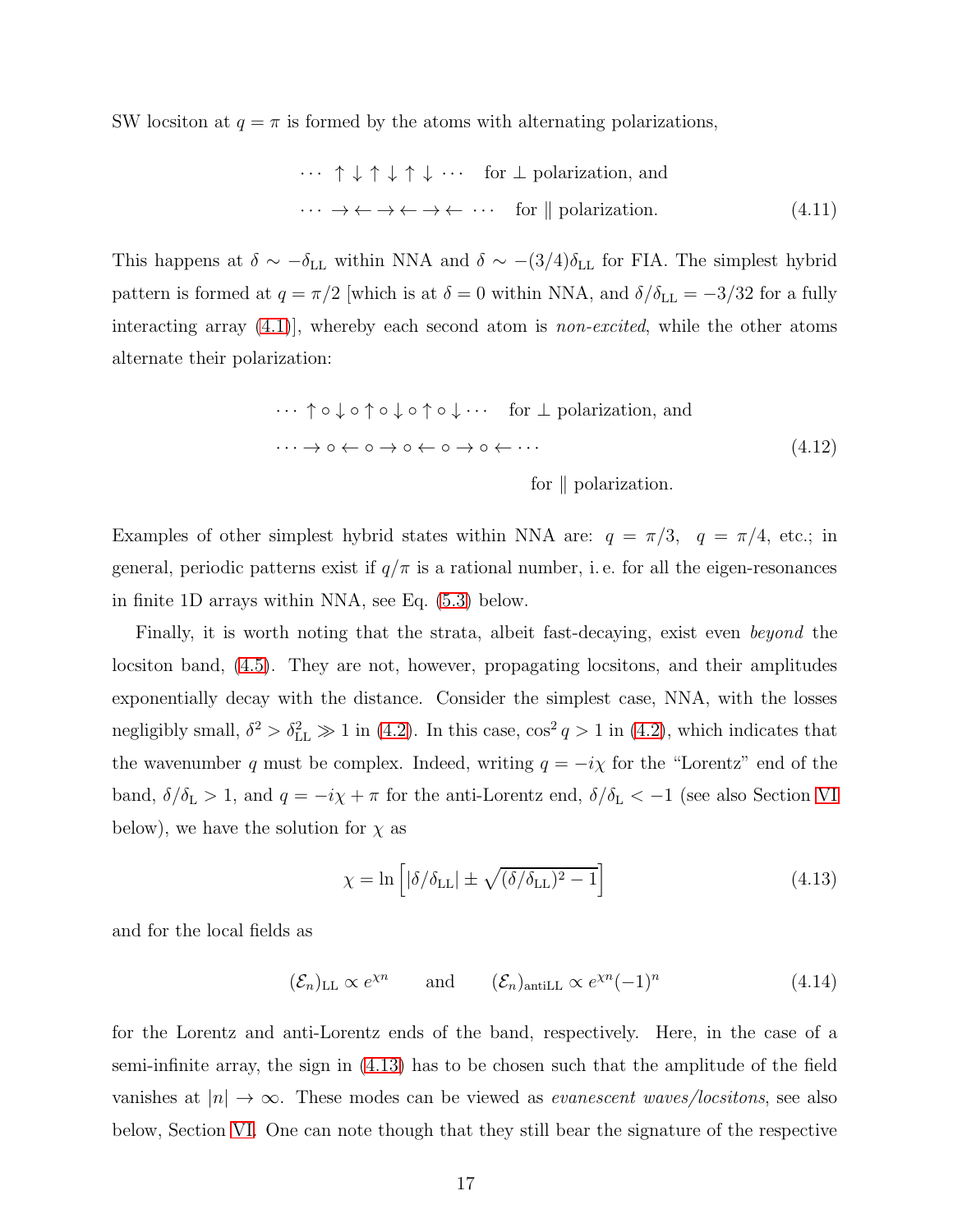SW locsiton at $q = \pi$ is formed by the atoms with alternating polarizations,

$$
\begin{aligned}
&\cdots \uparrow\downarrow\uparrow\downarrow\uparrow\downarrow\cdots \quad \text{for } \perp \text{ polarization, and}\\
&\cdots \rightarrow\leftarrow\rightarrow\leftarrow\rightarrow\leftarrow\cdots \quad \text{for } \parallel \text{ polarization.}
\end{aligned}
\tag{4.11}
$$

This happens at $\delta \sim -\delta_{\rm LL}$ within NNA and $\delta \sim -(3/4)\delta_{\rm LL}$ for FIA. The simplest hybrid pattern is formed at $q = \pi/2$ [which is at $\delta = 0$ within NNA, and $\delta/\delta_{\rm LL} = -3/32$ for a fully interacting array (4.1)], whereby each second atom is *non-excited*, while the other atoms alternate their polarization:

$$
\begin{aligned}
&\cdots\uparrow\circ\downarrow\circ\uparrow\circ\downarrow\circ\uparrow\circ\downarrow\cdots \quad \text{for } \perp \text{ polarization, and}\\
&\cdots\rightarrow\circ\leftarrow\circ\rightarrow\circ\leftarrow\circ\rightarrow\circ\leftarrow\cdots\\
&\qquad\qquad\qquad\qquad\qquad\qquad \text{for } \parallel \text{ polarization.}
\end{aligned}
\tag{4.12}
$$

Examples of other simplest hybrid states within NNA are: $q = \pi/3$, $q = \pi/4$, etc.; in general, periodic patterns exist if $q/\pi$ is a rational number, i. e. for all the eigen-resonances in finite 1D arrays within NNA, see Eq. (5.3) below.

Finally, it is worth noting that the strata, albeit fast-decaying, exist even *beyond* the locsiton band, (4.5). They are not, however, propagating locsitons, and their amplitudes exponentially decay with the distance. Consider the simplest case, NNA, with the losses negligibly small, $\delta^2 > \delta_{\rm LL}^2 \gg 1$ in (4.2). In this case, $\cos^2 q > 1$ in (4.2), which indicates that the wavenumber $q$ must be complex. Indeed, writing $q = -i\chi$ for the "Lorentz" end of the band, $\delta/\delta_{\rm L} > 1$, and $q = -i\chi + \pi$ for the anti-Lorentz end, $\delta/\delta_{\rm L} < -1$ (see also Section VI below), we have the solution for $\chi$ as

$$
\chi = \ln\left[|\delta/\delta_{\rm LL}| \pm \sqrt{(\delta/\delta_{\rm LL})^2 - 1}\right]
\tag{4.13}
$$

and for the local fields as

$$
(\mathcal{E}_n)_{\rm LL} \propto e^{\chi n} \qquad \text{and} \qquad (\mathcal{E}_n)_{\rm antiLL} \propto e^{\chi n}(-1)^n
\tag{4.14}
$$

for the Lorentz and anti-Lorentz ends of the band, respectively. Here, in the case of a semi-infinite array, the sign in (4.13) has to be chosen such that the amplitude of the field vanishes at $|n| \to \infty$. These modes can be viewed as *evanescent waves/locsitons*, see also below, Section VI. One can note though that they still bear the signature of the respective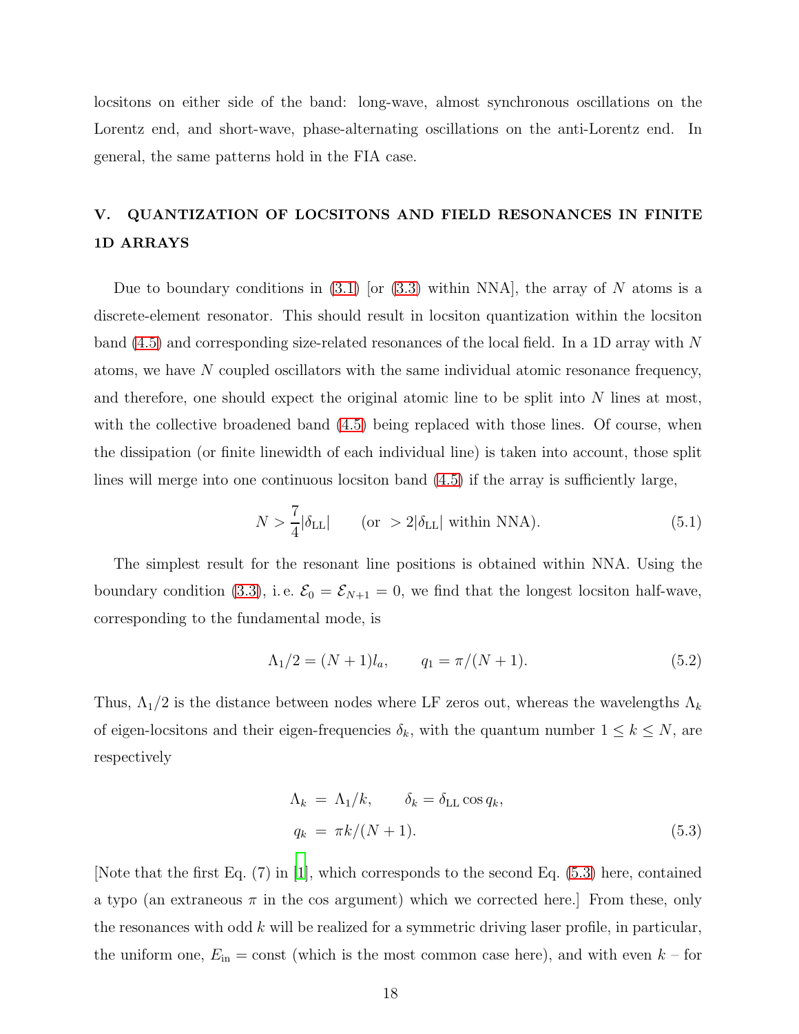locsitons on either side of the band: long-wave, almost synchronous oscillations on the Lorentz end, and short-wave, phase-alternating oscillations on the anti-Lorentz end. In general, the same patterns hold in the FIA case.

## V. QUANTIZATION OF LOCSITONS AND FIELD RESONANCES IN FINITE 1D ARRAYS

Due to boundary conditions in (3.1) [or (3.3) within NNA], the array of $N$ atoms is a discrete-element resonator. This should result in locsiton quantization within the locsiton band (4.5) and corresponding size-related resonances of the local field. In a 1D array with $N$ atoms, we have $N$ coupled oscillators with the same individual atomic resonance frequency, and therefore, one should expect the original atomic line to be split into $N$ lines at most, with the collective broadened band (4.5) being replaced with those lines. Of course, when the dissipation (or finite linewidth of each individual line) is taken into account, those split lines will merge into one continuous locsiton band (4.5) if the array is sufficiently large,

$$N > \frac{7}{4}|\delta_{\rm LL}| \qquad (\text{or } > 2|\delta_{\rm LL}| \text{ within NNA}). \tag{5.1}$$

The simplest result for the resonant line positions is obtained within NNA. Using the boundary condition (3.3), i. e. $\mathcal{E}_0 = \mathcal{E}_{N+1} = 0$, we find that the longest locsiton half-wave, corresponding to the fundamental mode, is

$$\Lambda_1/2 = (N+1)l_a, \qquad q_1 = \pi/(N+1). \tag{5.2}$$

Thus, $\Lambda_1/2$ is the distance between nodes where LF zeros out, whereas the wavelengths $\Lambda_k$ of eigen-locsitons and their eigen-frequencies $\delta_k$, with the quantum number $1 \le k \le N$, are respectively

$$\begin{aligned} \Lambda_k &= \Lambda_1/k, \qquad \delta_k = \delta_{\rm LL}\cos q_k, \\ q_k &= \pi k/(N+1). \end{aligned} \tag{5.3}$$

[Note that the first Eq. (7) in [1], which corresponds to the second Eq. (5.3) here, contained a typo (an extraneous $\pi$ in the cos argument) which we corrected here.] From these, only the resonances with odd $k$ will be realized for a symmetric driving laser profile, in particular, the uniform one, $E_{\rm in} = {\rm const}$ (which is the most common case here), and with even $k$ – for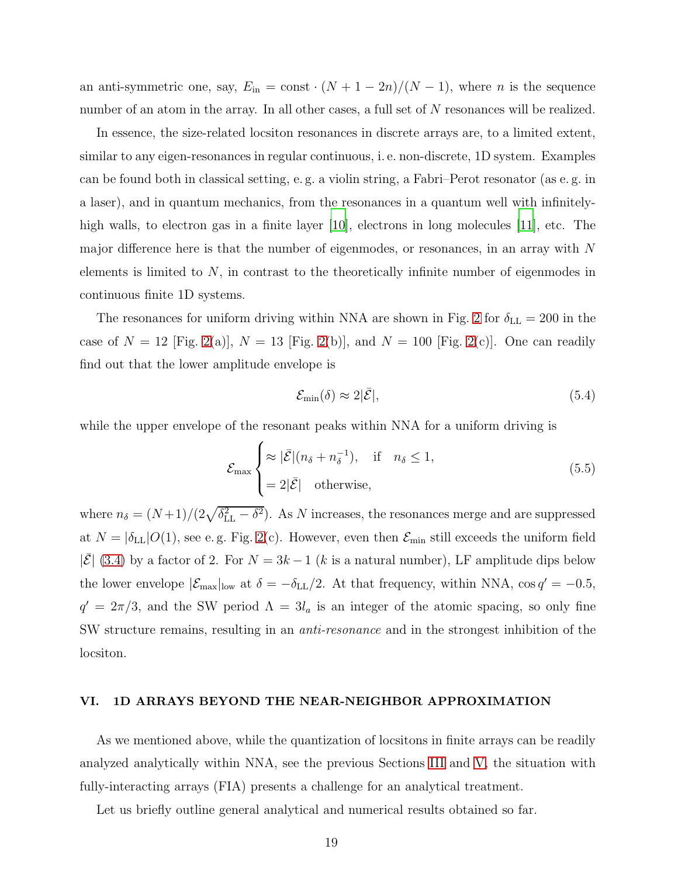an anti-symmetric one, say, $E_{\rm in} = {\rm const} \cdot (N + 1 - 2n)/(N - 1)$, where $n$ is the sequence number of an atom in the array. In all other cases, a full set of $N$ resonances will be realized.

In essence, the size-related locsiton resonances in discrete arrays are, to a limited extent, similar to any eigen-resonances in regular continuous, i. e. non-discrete, 1D system. Examples can be found both in classical setting, e. g. a violin string, a Fabri–Perot resonator (as e. g. in a laser), and in quantum mechanics, from the resonances in a quantum well with infinitely-high walls, to electron gas in a finite layer [10], electrons in long molecules [11], etc. The major difference here is that the number of eigenmodes, or resonances, in an array with $N$ elements is limited to $N$, in contrast to the theoretically infinite number of eigenmodes in continuous finite 1D systems.

The resonances for uniform driving within NNA are shown in Fig. 2 for $\delta_{\rm LL} = 200$ in the case of $N = 12$ [Fig. 2(a)], $N = 13$ [Fig. 2(b)], and $N = 100$ [Fig. 2(c)]. One can readily find out that the lower amplitude envelope is

$$\mathcal{E}_{\min}(\delta) \approx 2|\bar{\mathcal{E}}|, \tag{5.4}$$

while the upper envelope of the resonant peaks within NNA for a uniform driving is

$$\mathcal{E}_{\max} \begin{cases} \approx |\bar{\mathcal{E}}|(n_\delta + n_\delta^{-1}), & \text{if} \quad n_\delta \leq 1, \\ = 2|\bar{\mathcal{E}}| & \text{otherwise,} \end{cases} \tag{5.5}$$

where $n_\delta = (N+1)/(2\sqrt{\delta_{\rm LL}^2 - \delta^2})$. As $N$ increases, the resonances merge and are suppressed at $N = |\delta_{\rm LL}|O(1)$, see e. g. Fig. 2(c). However, even then $\mathcal{E}_{\min}$ still exceeds the uniform field $|\bar{\mathcal{E}}|$ (3.4) by a factor of 2. For $N = 3k - 1$ ($k$ is a natural number), LF amplitude dips below the lower envelope $|\mathcal{E}_{\max}|_{\rm low}$ at $\delta = -\delta_{\rm LL}/2$. At that frequency, within NNA, $\cos q' = -0.5$, $q' = 2\pi/3$, and the SW period $\Lambda = 3l_a$ is an integer of the atomic spacing, so only fine SW structure remains, resulting in an *anti-resonance* and in the strongest inhibition of the locsiton.

## VI. 1D ARRAYS BEYOND THE NEAR-NEIGHBOR APPROXIMATION

As we mentioned above, while the quantization of locsitons in finite arrays can be readily analyzed analytically within NNA, see the previous Sections III and V, the situation with fully-interacting arrays (FIA) presents a challenge for an analytical treatment.

Let us briefly outline general analytical and numerical results obtained so far.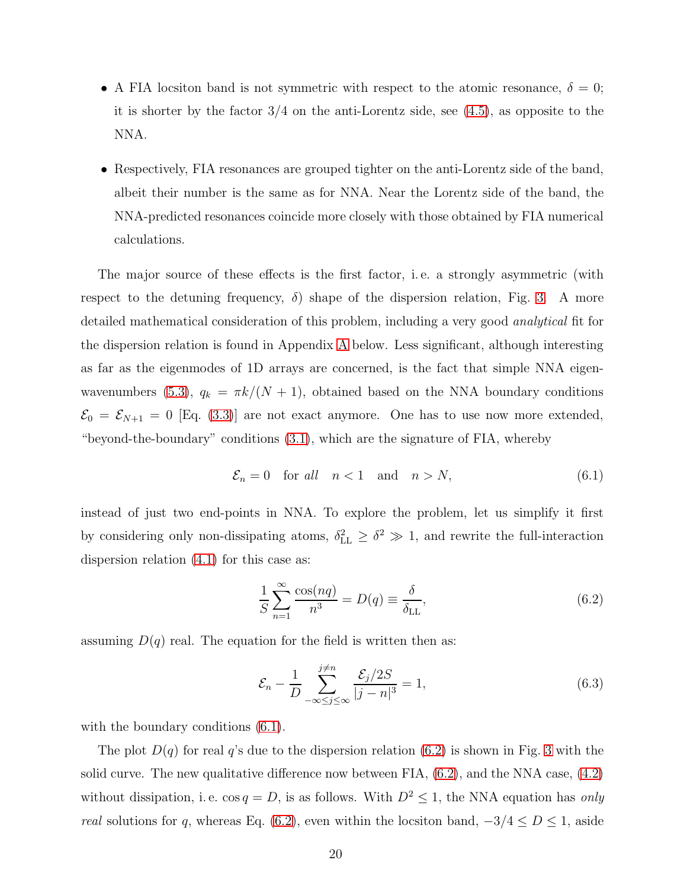- A FIA locsiton band is not symmetric with respect to the atomic resonance, $\delta = 0$; it is shorter by the factor $3/4$ on the anti-Lorentz side, see (4.5), as opposite to the NNA.

- Respectively, FIA resonances are grouped tighter on the anti-Lorentz side of the band, albeit their number is the same as for NNA. Near the Lorentz side of the band, the NNA-predicted resonances coincide more closely with those obtained by FIA numerical calculations.

The major source of these effects is the first factor, i. e. a strongly asymmetric (with respect to the detuning frequency, $\delta$) shape of the dispersion relation, Fig. 3. A more detailed mathematical consideration of this problem, including a very good *analytical* fit for the dispersion relation is found in Appendix A below. Less significant, although interesting as far as the eigenmodes of 1D arrays are concerned, is the fact that simple NNA eigenwavenumbers (5.3), $q_k = \pi k/(N+1)$, obtained based on the NNA boundary conditions $\mathcal{E}_0 = \mathcal{E}_{N+1} = 0$ [Eq. (3.3)] are not exact anymore. One has to use now more extended, "beyond-the-boundary" conditions (3.1), which are the signature of FIA, whereby

$$\mathcal{E}_n = 0 \quad \text{for } \textit{all} \quad n < 1 \quad \text{and} \quad n > N, \tag{6.1}$$

instead of just two end-points in NNA. To explore the problem, let us simplify it first by considering only non-dissipating atoms, $\delta_{\mathrm{LL}}^2 \geq \delta^2 \gg 1$, and rewrite the full-interaction dispersion relation (4.1) for this case as:

$$\frac{1}{S}\sum_{n=1}^{\infty}\frac{\cos(nq)}{n^3} = D(q) \equiv \frac{\delta}{\delta_{\mathrm{LL}}}, \tag{6.2}$$

assuming $D(q)$ real. The equation for the field is written then as:

$$\mathcal{E}_n - \frac{1}{D}\sum_{-\infty \leq j \leq \infty}^{j \neq n}\frac{\mathcal{E}_j/2S}{|j-n|^3} = 1, \tag{6.3}$$

with the boundary conditions (6.1).

The plot $D(q)$ for real $q$'s due to the dispersion relation (6.2) is shown in Fig. 3 with the solid curve. The new qualitative difference now between FIA, (6.2), and the NNA case, (4.2) without dissipation, i. e. $\cos q = D$, is as follows. With $D^2 \leq 1$, the NNA equation has *only real* solutions for $q$, whereas Eq. (6.2), even within the locsiton band, $-3/4 \leq D \leq 1$, aside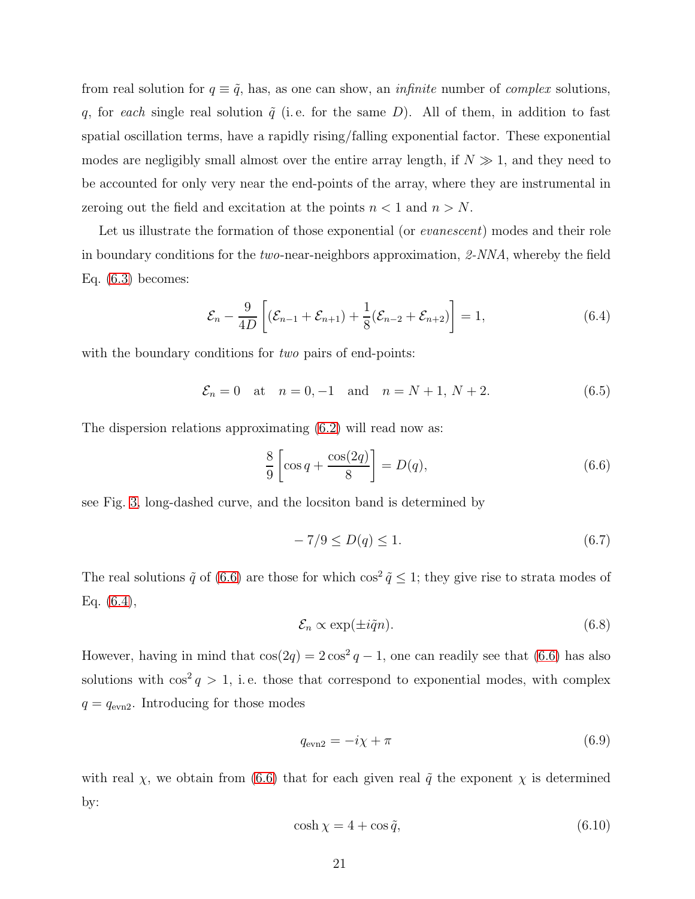from real solution for $q \equiv \tilde{q}$, has, as one can show, an *infinite* number of *complex* solutions, $q$, for *each* single real solution $\tilde{q}$ (i. e. for the same $D$). All of them, in addition to fast spatial oscillation terms, have a rapidly rising/falling exponential factor. These exponential modes are negligibly small almost over the entire array length, if $N \gg 1$, and they need to be accounted for only very near the end-points of the array, where they are instrumental in zeroing out the field and excitation at the points $n < 1$ and $n > N$.

Let us illustrate the formation of those exponential (or *evanescent*) modes and their role in boundary conditions for the *two*-near-neighbors approximation, *2-NNA*, whereby the field Eq. (6.3) becomes:

$$\mathcal{E}_n - \frac{9}{4D}\left[(\mathcal{E}_{n-1} + \mathcal{E}_{n+1}) + \frac{1}{8}(\mathcal{E}_{n-2} + \mathcal{E}_{n+2})\right] = 1, \tag{6.4}$$

with the boundary conditions for *two* pairs of end-points:

$$\mathcal{E}_n = 0 \quad \text{at} \quad n = 0, -1 \quad \text{and} \quad n = N+1,\, N+2. \tag{6.5}$$

The dispersion relations approximating (6.2) will read now as:

$$\frac{8}{9}\left[\cos q + \frac{\cos(2q)}{8}\right] = D(q), \tag{6.6}$$

see Fig. 3, long-dashed curve, and the locsiton band is determined by

$$-\,7/9 \le D(q) \le 1. \tag{6.7}$$

The real solutions $\tilde{q}$ of (6.6) are those for which $\cos^2\tilde{q} \le 1$; they give rise to strata modes of Eq. (6.4),

$$\mathcal{E}_n \propto \exp(\pm i\tilde{q}n). \tag{6.8}$$

However, having in mind that $\cos(2q) = 2\cos^2 q - 1$, one can readily see that (6.6) has also solutions with $\cos^2 q > 1$, i. e. those that correspond to exponential modes, with complex $q = q_{\text{evn2}}$. Introducing for those modes

$$q_{\text{evn2}} = -i\chi + \pi \tag{6.9}$$

with real $\chi$, we obtain from (6.6) that for each given real $\tilde{q}$ the exponent $\chi$ is determined by:

$$\cosh\chi = 4 + \cos\tilde{q}, \tag{6.10}$$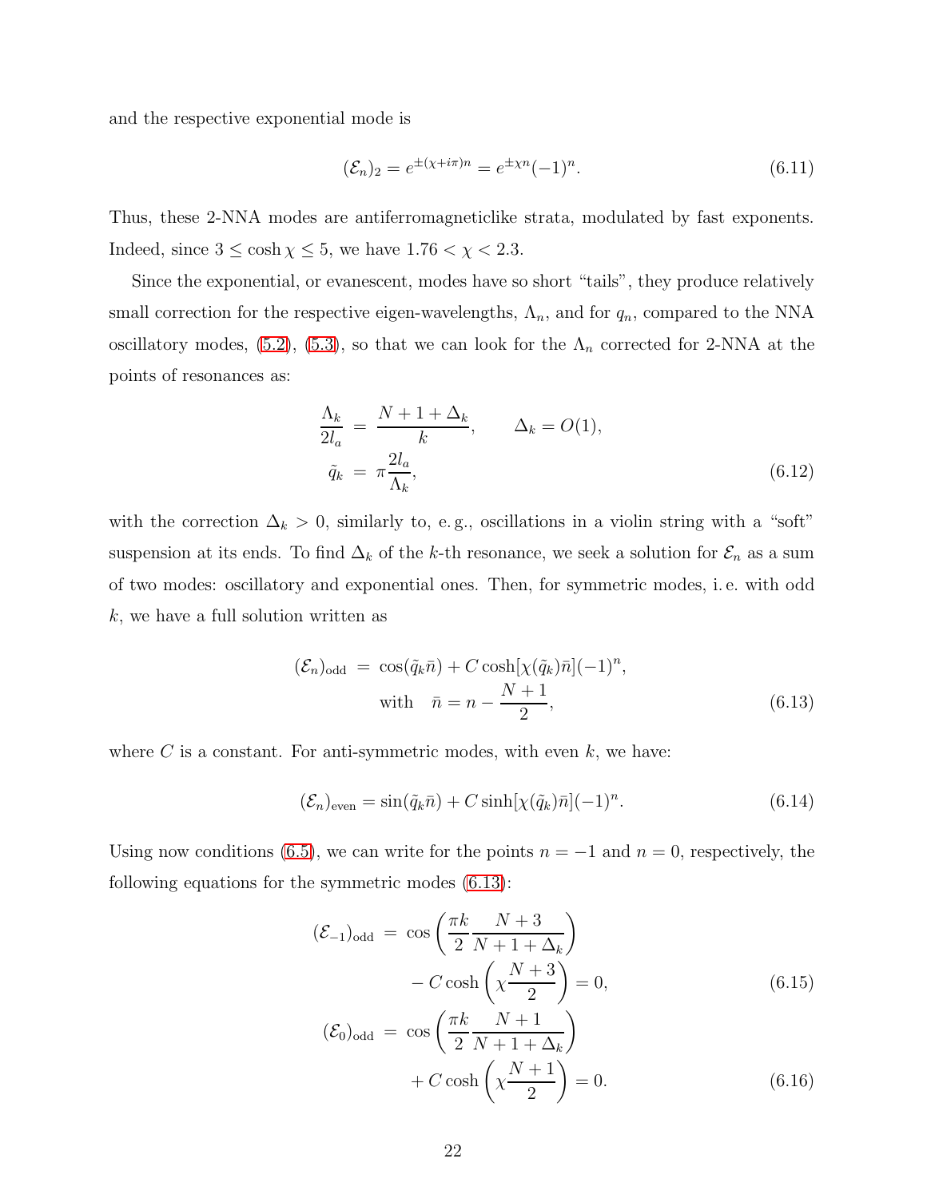and the respective exponential mode is

$$(\mathcal{E}_n)_2 = e^{\pm(\chi + i\pi)n} = e^{\pm\chi n}(-1)^n. \tag{6.11}$$

Thus, these 2-NNA modes are antiferromagneticlike strata, modulated by fast exponents. Indeed, since $3 \le \cosh\chi \le 5$, we have $1.76 < \chi < 2.3$.

Since the exponential, or evanescent, modes have so short "tails", they produce relatively small correction for the respective eigen-wavelengths, $\Lambda_n$, and for $q_n$, compared to the NNA oscillatory modes, (5.2), (5.3), so that we can look for the $\Lambda_n$ corrected for 2-NNA at the points of resonances as:

$$\begin{aligned}
\frac{\Lambda_k}{2l_a} &= \frac{N+1+\Delta_k}{k}, \qquad \Delta_k = O(1),\\
\tilde{q}_k &= \pi\frac{2l_a}{\Lambda_k},
\end{aligned} \tag{6.12}$$

with the correction $\Delta_k > 0$, similarly to, e. g., oscillations in a violin string with a "soft" suspension at its ends. To find $\Delta_k$ of the $k$-th resonance, we seek a solution for $\mathcal{E}_n$ as a sum of two modes: oscillatory and exponential ones. Then, for symmetric modes, i. e. with odd $k$, we have a full solution written as

$$\begin{aligned}
(\mathcal{E}_n)_{\text{odd}} &= \cos(\tilde{q}_k\bar{n}) + C\cosh[\chi(\tilde{q}_k)\bar{n}](-1)^n,\\
&\text{with} \quad \bar{n} = n - \frac{N+1}{2},
\end{aligned} \tag{6.13}$$

where $C$ is a constant. For anti-symmetric modes, with even $k$, we have:

$$(\mathcal{E}_n)_{\text{even}} = \sin(\tilde{q}_k\bar{n}) + C\sinh[\chi(\tilde{q}_k)\bar{n}](-1)^n. \tag{6.14}$$

Using now conditions (6.5), we can write for the points $n = -1$ and $n = 0$, respectively, the following equations for the symmetric modes (6.13):

$$\begin{aligned}
(\mathcal{E}_{-1})_{\text{odd}} &= \cos\left(\frac{\pi k}{2}\frac{N+3}{N+1+\Delta_k}\right)\\
&\quad - C\cosh\left(\chi\frac{N+3}{2}\right) = 0,
\end{aligned} \tag{6.15}$$

$$\begin{aligned}
(\mathcal{E}_0)_{\text{odd}} &= \cos\left(\frac{\pi k}{2}\frac{N+1}{N+1+\Delta_k}\right)\\
&\quad + C\cosh\left(\chi\frac{N+1}{2}\right) = 0.
\end{aligned} \tag{6.16}$$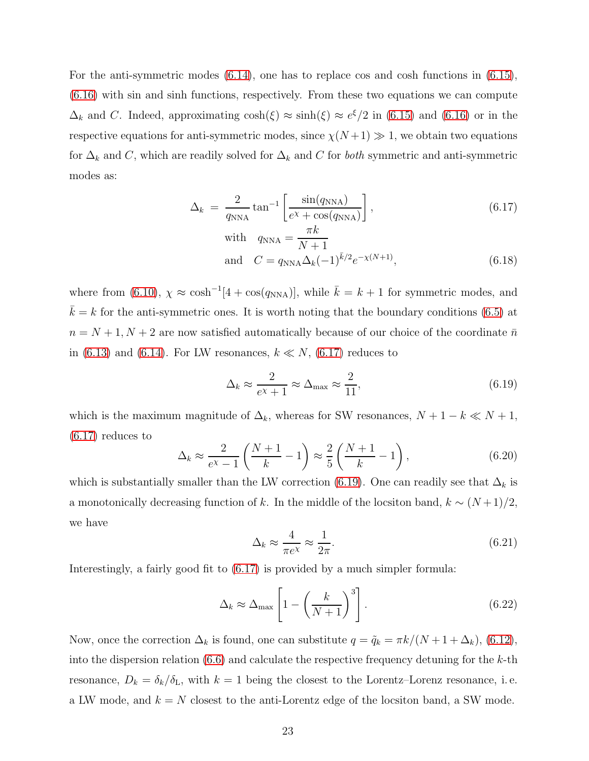For the anti-symmetric modes (6.14), one has to replace cos and cosh functions in (6.15), (6.16) with sin and sinh functions, respectively. From these two equations we can compute $\Delta_k$ and $C$. Indeed, approximating $\cosh(\xi) \approx \sinh(\xi) \approx e^{\xi}/2$ in (6.15) and (6.16) or in the respective equations for anti-symmetric modes, since $\chi(N+1) \gg 1$, we obtain two equations for $\Delta_k$ and $C$, which are readily solved for $\Delta_k$ and $C$ for *both* symmetric and anti-symmetric modes as:

$$\Delta_k = \frac{2}{q_{\rm NNA}} \tan^{-1}\left[\frac{\sin(q_{\rm NNA})}{e^{\chi} + \cos(q_{\rm NNA})}\right], \tag{6.17}$$

$$\text{with} \quad q_{\rm NNA} = \frac{\pi k}{N+1}$$

$$\text{and} \quad C = q_{\rm NNA}\Delta_k (-1)^{\bar{k}/2} e^{-\chi(N+1)}, \tag{6.18}$$

where from (6.10), $\chi \approx \cosh^{-1}[4 + \cos(q_{\rm NNA})]$, while $\bar{k} = k+1$ for symmetric modes, and $\bar{k} = k$ for the anti-symmetric ones. It is worth noting that the boundary conditions (6.5) at $n = N+1, N+2$ are now satisfied automatically because of our choice of the coordinate $\bar{n}$ in (6.13) and (6.14). For LW resonances, $k \ll N$, (6.17) reduces to

$$\Delta_k \approx \frac{2}{e^{\chi}+1} \approx \Delta_{\max} \approx \frac{2}{11}, \tag{6.19}$$

which is the maximum magnitude of $\Delta_k$, whereas for SW resonances, $N + 1 - k \ll N + 1$, (6.17) reduces to

$$\Delta_k \approx \frac{2}{e^{\chi}-1}\left(\frac{N+1}{k} - 1\right) \approx \frac{2}{5}\left(\frac{N+1}{k} - 1\right), \tag{6.20}$$

which is substantially smaller than the LW correction (6.19). One can readily see that $\Delta_k$ is a monotonically decreasing function of $k$. In the middle of the locsiton band, $k \sim (N+1)/2$, we have

$$\Delta_k \approx \frac{4}{\pi e^{\chi}} \approx \frac{1}{2\pi}. \tag{6.21}$$

Interestingly, a fairly good fit to (6.17) is provided by a much simpler formula:

$$\Delta_k \approx \Delta_{\max}\left[1 - \left(\frac{k}{N+1}\right)^3\right]. \tag{6.22}$$

Now, once the correction $\Delta_k$ is found, one can substitute $q = \tilde{q}_k = \pi k/(N + 1 + \Delta_k)$, (6.12), into the dispersion relation (6.6) and calculate the respective frequency detuning for the $k$-th resonance, $D_k = \delta_k/\delta_{\rm L}$, with $k = 1$ being the closest to the Lorentz–Lorenz resonance, i. e. a LW mode, and $k = N$ closest to the anti-Lorentz edge of the locsiton band, a SW mode.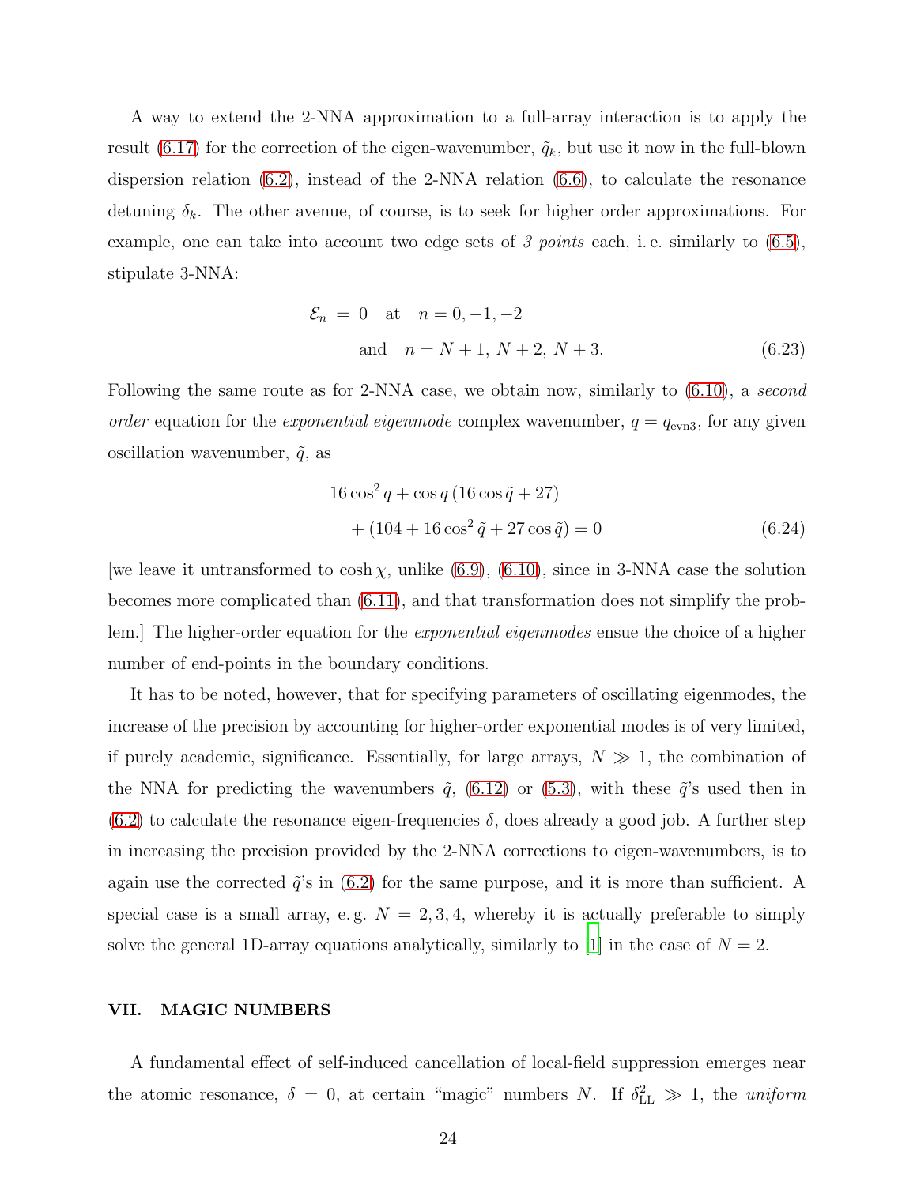A way to extend the 2-NNA approximation to a full-array interaction is to apply the result (6.17) for the correction of the eigen-wavenumber, $\tilde{q}_k$, but use it now in the full-blown dispersion relation (6.2), instead of the 2-NNA relation (6.6), to calculate the resonance detuning $\delta_k$. The other avenue, of course, is to seek for higher order approximations. For example, one can take into account two edge sets of *3 points* each, i. e. similarly to (6.5), stipulate 3-NNA:

$$
\begin{aligned}
\mathcal{E}_n \;=\; 0 \quad \text{at} \quad & n = 0, -1, -2 \\
\text{and} \quad & n = N+1,\; N+2,\; N+3.
\end{aligned}
\tag{6.23}
$$

Following the same route as for 2-NNA case, we obtain now, similarly to (6.10), a *second order* equation for the *exponential eigenmode* complex wavenumber, $q = q_{\rm evn3}$, for any given oscillation wavenumber, $\tilde{q}$, as

$$
\begin{aligned}
16\cos^2 q + \cos q\,(16\cos\tilde{q} + 27)& \\
+\,(104 + 16\cos^2\tilde{q} + 27\cos\tilde{q}) &= 0
\end{aligned}
\tag{6.24}
$$

[we leave it untransformed to $\cosh\chi$, unlike (6.9), (6.10), since in 3-NNA case the solution becomes more complicated than (6.11), and that transformation does not simplify the problem.] The higher-order equation for the *exponential eigenmodes* ensue the choice of a higher number of end-points in the boundary conditions.

It has to be noted, however, that for specifying parameters of oscillating eigenmodes, the increase of the precision by accounting for higher-order exponential modes is of very limited, if purely academic, significance. Essentially, for large arrays, $N \gg 1$, the combination of the NNA for predicting the wavenumbers $\tilde{q}$, (6.12) or (5.3), with these $\tilde{q}$'s used then in (6.2) to calculate the resonance eigen-frequencies $\delta$, does already a good job. A further step in increasing the precision provided by the 2-NNA corrections to eigen-wavenumbers, is to again use the corrected $\tilde{q}$'s in (6.2) for the same purpose, and it is more than sufficient. A special case is a small array, e. g. $N = 2, 3, 4$, whereby it is actually preferable to simply solve the general 1D-array equations analytically, similarly to [1] in the case of $N = 2$.

## VII. MAGIC NUMBERS

A fundamental effect of self-induced cancellation of local-field suppression emerges near the atomic resonance, $\delta = 0$, at certain "magic" numbers $N$. If $\delta_{\rm LL}^2 \gg 1$, the *uniform*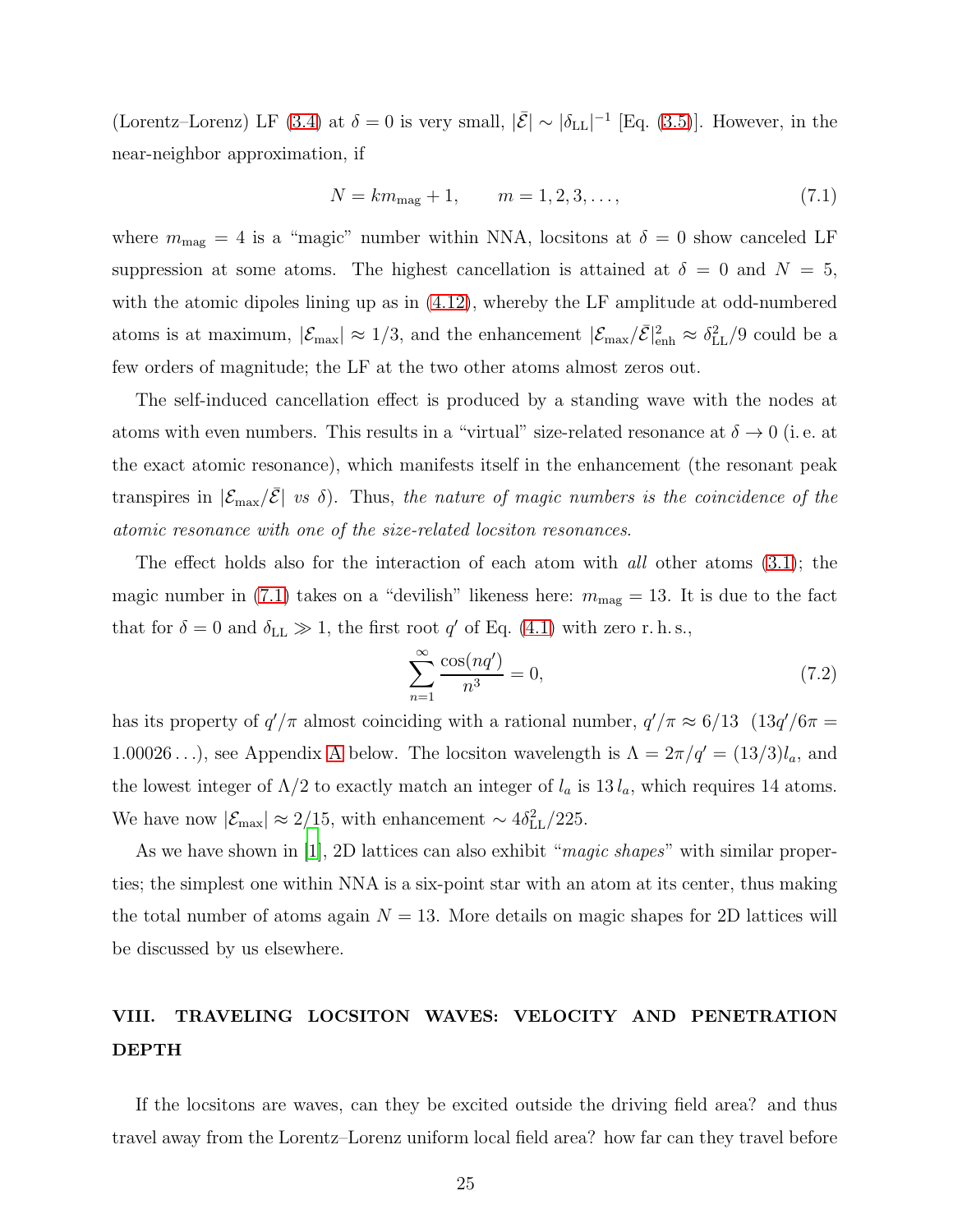(Lorentz–Lorenz) LF (3.4) at $\delta = 0$ is very small, $|\bar{\mathcal{E}}| \sim |\delta_{\rm LL}|^{-1}$ [Eq. (3.5)]. However, in the near-neighbor approximation, if

$$N = km_{\rm mag} + 1, \qquad m = 1, 2, 3, \ldots, \tag{7.1}$$

where $m_{\rm mag} = 4$ is a "magic" number within NNA, locsitons at $\delta = 0$ show canceled LF suppression at some atoms. The highest cancellation is attained at $\delta = 0$ and $N = 5$, with the atomic dipoles lining up as in (4.12), whereby the LF amplitude at odd-numbered atoms is at maximum, $|\mathcal{E}_{\rm max}| \approx 1/3$, and the enhancement $|\mathcal{E}_{\rm max}/\bar{\mathcal{E}}|^2_{\rm enh} \approx \delta^2_{\rm LL}/9$ could be a few orders of magnitude; the LF at the two other atoms almost zeros out.

The self-induced cancellation effect is produced by a standing wave with the nodes at atoms with even numbers. This results in a "virtual" size-related resonance at $\delta \to 0$ (i. e. at the exact atomic resonance), which manifests itself in the enhancement (the resonant peak transpires in $|\mathcal{E}_{\rm max}/\bar{\mathcal{E}}|$ *vs* $\delta$). Thus, *the nature of magic numbers is the coincidence of the atomic resonance with one of the size-related locsiton resonances*.

The effect holds also for the interaction of each atom with *all* other atoms (3.1); the magic number in (7.1) takes on a "devilish" likeness here: $m_{\rm mag} = 13$. It is due to the fact that for $\delta = 0$ and $\delta_{\rm LL} \gg 1$, the first root $q'$ of Eq. (4.1) with zero r. h. s.,

$$\sum_{n=1}^{\infty} \frac{\cos(nq')}{n^3} = 0, \tag{7.2}$$

has its property of $q'/\pi$ almost coinciding with a rational number, $q'/\pi \approx 6/13$ $(13q'/6\pi = 1.00026\ldots)$, see Appendix A below. The locsiton wavelength is $\Lambda = 2\pi/q' = (13/3)l_a$, and the lowest integer of $\Lambda/2$ to exactly match an integer of $l_a$ is $13\,l_a$, which requires 14 atoms. We have now $|\mathcal{E}_{\rm max}| \approx 2/15$, with enhancement $\sim 4\delta^2_{\rm LL}/225$.

As we have shown in [1], 2D lattices can also exhibit "*magic shapes*" with similar properties; the simplest one within NNA is a six-point star with an atom at its center, thus making the total number of atoms again $N = 13$. More details on magic shapes for 2D lattices will be discussed by us elsewhere.

## VIII. TRAVELING LOCSITON WAVES: VELOCITY AND PENETRATION DEPTH

If the locsitons are waves, can they be excited outside the driving field area? and thus travel away from the Lorentz–Lorenz uniform local field area? how far can they travel before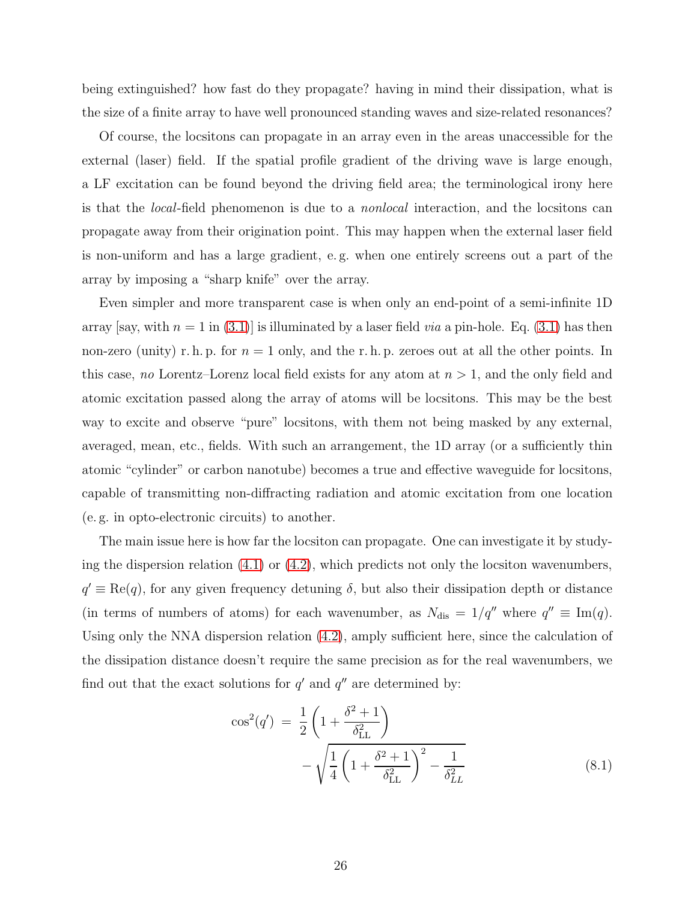being extinguished? how fast do they propagate? having in mind their dissipation, what is the size of a finite array to have well pronounced standing waves and size-related resonances?

Of course, the locsitons can propagate in an array even in the areas unaccessible for the external (laser) field. If the spatial profile gradient of the driving wave is large enough, a LF excitation can be found beyond the driving field area; the terminological irony here is that the *local*-field phenomenon is due to a *nonlocal* interaction, and the locsitons can propagate away from their origination point. This may happen when the external laser field is non-uniform and has a large gradient, e. g. when one entirely screens out a part of the array by imposing a "sharp knife" over the array.

Even simpler and more transparent case is when only an end-point of a semi-infinite 1D array [say, with $n = 1$ in (3.1)] is illuminated by a laser field *via* a pin-hole. Eq. (3.1) has then non-zero (unity) r. h. p. for $n = 1$ only, and the r. h. p. zeroes out at all the other points. In this case, *no* Lorentz–Lorenz local field exists for any atom at $n > 1$, and the only field and atomic excitation passed along the array of atoms will be locsitons. This may be the best way to excite and observe "pure" locsitons, with them not being masked by any external, averaged, mean, etc., fields. With such an arrangement, the 1D array (or a sufficiently thin atomic "cylinder" or carbon nanotube) becomes a true and effective waveguide for locsitons, capable of transmitting non-diffracting radiation and atomic excitation from one location (e. g. in opto-electronic circuits) to another.

The main issue here is how far the locsiton can propagate. One can investigate it by studying the dispersion relation (4.1) or (4.2), which predicts not only the locsiton wavenumbers, $q' \equiv \mathrm{Re}(q)$, for any given frequency detuning $\delta$, but also their dissipation depth or distance (in terms of numbers of atoms) for each wavenumber, as $N_{\mathrm{dis}} = 1/q''$ where $q'' \equiv \mathrm{Im}(q)$. Using only the NNA dispersion relation (4.2), amply sufficient here, since the calculation of the dissipation distance doesn't require the same precision as for the real wavenumbers, we find out that the exact solutions for $q'$ and $q''$ are determined by:

$$
\begin{aligned}
\cos^2(q') \;=\; & \frac{1}{2}\left(1 + \frac{\delta^2 + 1}{\delta_{\mathrm{LL}}^2}\right) \\
& - \sqrt{\frac{1}{4}\left(1 + \frac{\delta^2 + 1}{\delta_{\mathrm{LL}}^2}\right)^2 - \frac{1}{\delta_{LL}^2}}
\end{aligned}
\qquad (8.1)
$$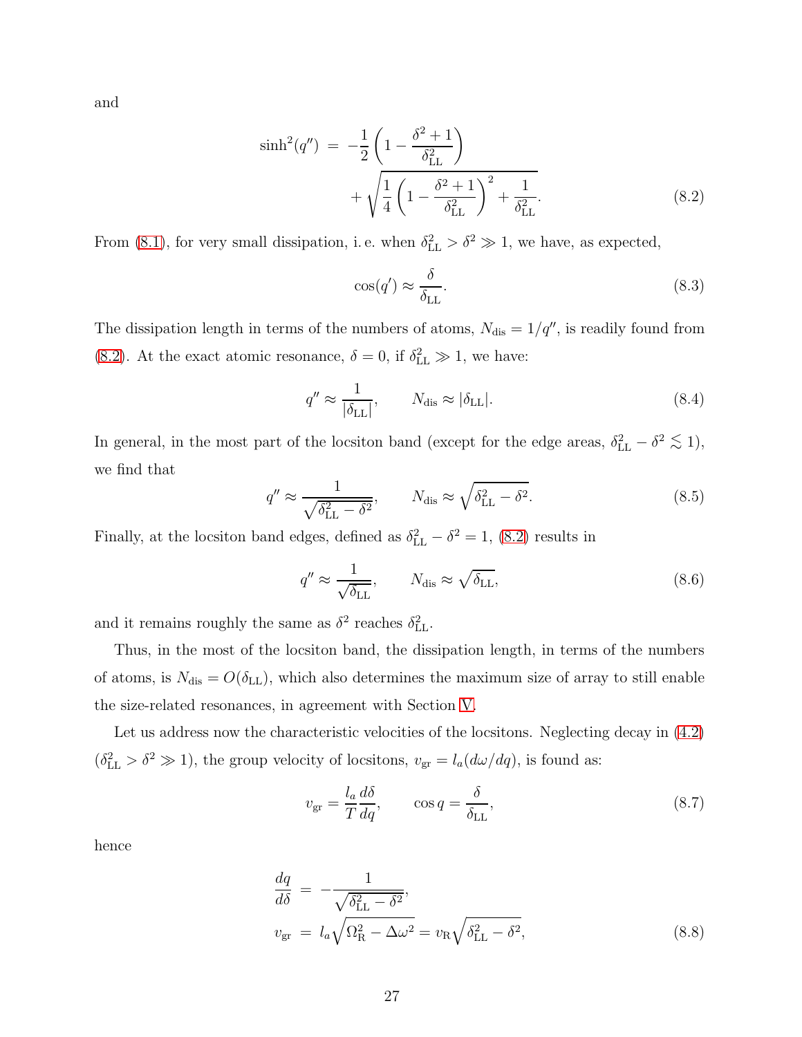and

$$
\sinh^2(q'') \;=\; -\frac{1}{2}\left(1-\frac{\delta^2+1}{\delta_{\rm LL}^2}\right) + \sqrt{\frac{1}{4}\left(1-\frac{\delta^2+1}{\delta_{\rm LL}^2}\right)^2+\frac{1}{\delta_{\rm LL}^2}}. \tag{8.2}
$$

From (8.1), for very small dissipation, i. e. when $\delta_{\rm LL}^2 > \delta^2 \gg 1$, we have, as expected,

$$
\cos(q') \approx \frac{\delta}{\delta_{\rm LL}}. \tag{8.3}
$$

The dissipation length in terms of the numbers of atoms, $N_{\rm dis} = 1/q''$, is readily found from (8.2). At the exact atomic resonance, $\delta = 0$, if $\delta_{\rm LL}^2 \gg 1$, we have:

$$
q'' \approx \frac{1}{|\delta_{\rm LL}|}, \qquad N_{\rm dis} \approx |\delta_{\rm LL}|. \tag{8.4}
$$

In general, in the most part of the locsiton band (except for the edge areas, $\delta_{\rm LL}^2 - \delta^2 \lesssim 1$), we find that

$$
q'' \approx \frac{1}{\sqrt{\delta_{\rm LL}^2-\delta^2}}, \qquad N_{\rm dis} \approx \sqrt{\delta_{\rm LL}^2-\delta^2}. \tag{8.5}
$$

Finally, at the locsiton band edges, defined as $\delta_{\rm LL}^2 - \delta^2 = 1$, (8.2) results in

$$
q'' \approx \frac{1}{\sqrt{\delta_{\rm LL}}}, \qquad N_{\rm dis} \approx \sqrt{\delta_{\rm LL}}, \tag{8.6}
$$

and it remains roughly the same as $\delta^2$ reaches $\delta_{\rm LL}^2$.

Thus, in the most of the locsiton band, the dissipation length, in terms of the numbers of atoms, is $N_{\rm dis} = O(\delta_{\rm LL})$, which also determines the maximum size of array to still enable the size-related resonances, in agreement with Section V.

Let us address now the characteristic velocities of the locsitons. Neglecting decay in (4.2) ($\delta_{\rm LL}^2 > \delta^2 \gg 1$), the group velocity of locsitons, $v_{\rm gr} = l_a(d\omega/dq)$, is found as:

$$
v_{\rm gr} = \frac{l_a}{T}\frac{d\delta}{dq}, \qquad \cos q = \frac{\delta}{\delta_{\rm LL}}, \tag{8.7}
$$

hence

$$
\begin{aligned}
\frac{dq}{d\delta} \;&=\; -\frac{1}{\sqrt{\delta_{\rm LL}^2-\delta^2}}, \\
v_{\rm gr} \;&=\; l_a\sqrt{\Omega_{\rm R}^2-\Delta\omega^2} = v_{\rm R}\sqrt{\delta_{\rm LL}^2-\delta^2},
\end{aligned} \tag{8.8}
$$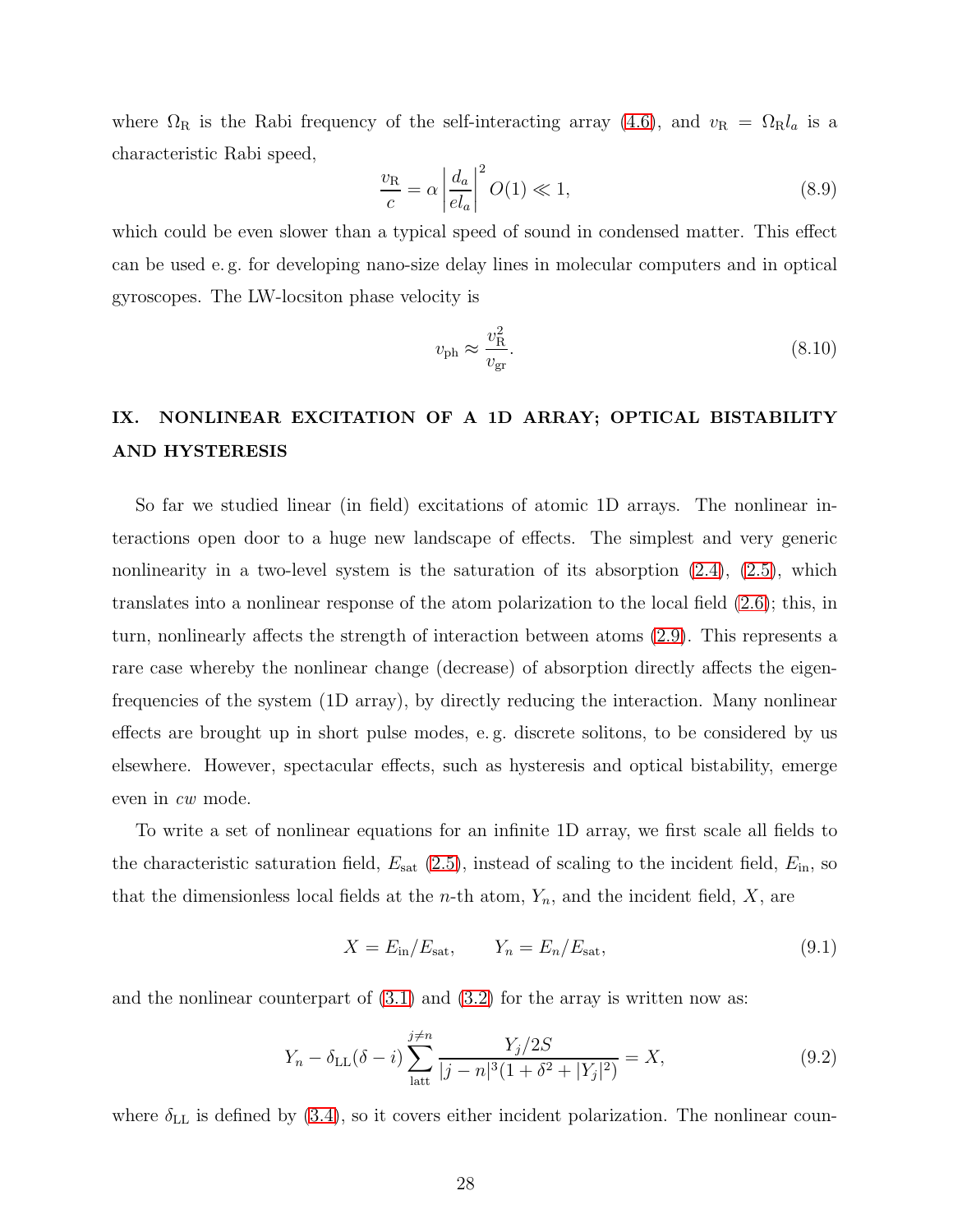where $\Omega_{\rm R}$ is the Rabi frequency of the self-interacting array (4.6), and $v_{\rm R} = \Omega_{\rm R} l_a$ is a characteristic Rabi speed,

$$\frac{v_{\rm R}}{c} = \alpha \left| \frac{d_a}{e l_a} \right|^2 O(1) \ll 1, \tag{8.9}$$

which could be even slower than a typical speed of sound in condensed matter. This effect can be used e. g. for developing nano-size delay lines in molecular computers and in optical gyroscopes. The LW-locsiton phase velocity is

$$v_{\rm ph} \approx \frac{v_{\rm R}^2}{v_{\rm gr}}. \tag{8.10}$$

## IX. NONLINEAR EXCITATION OF A 1D ARRAY; OPTICAL BISTABILITY AND HYSTERESIS

So far we studied linear (in field) excitations of atomic 1D arrays. The nonlinear interactions open door to a huge new landscape of effects. The simplest and very generic nonlinearity in a two-level system is the saturation of its absorption (2.4), (2.5), which translates into a nonlinear response of the atom polarization to the local field (2.6); this, in turn, nonlinearly affects the strength of interaction between atoms (2.9). This represents a rare case whereby the nonlinear change (decrease) of absorption directly affects the eigenfrequencies of the system (1D array), by directly reducing the interaction. Many nonlinear effects are brought up in short pulse modes, e. g. discrete solitons, to be considered by us elsewhere. However, spectacular effects, such as hysteresis and optical bistability, emerge even in *cw* mode.

To write a set of nonlinear equations for an infinite 1D array, we first scale all fields to the characteristic saturation field, $E_{\rm sat}$ (2.5), instead of scaling to the incident field, $E_{\rm in}$, so that the dimensionless local fields at the $n$-th atom, $Y_n$, and the incident field, $X$, are

$$X = E_{\rm in}/E_{\rm sat}, \qquad Y_n = E_n/E_{\rm sat}, \tag{9.1}$$

and the nonlinear counterpart of (3.1) and (3.2) for the array is written now as:

$$Y_n - \delta_{\rm LL}(\delta - i) \sum_{\rm latt}^{j \neq n} \frac{Y_j/2S}{|j-n|^3 (1 + \delta^2 + |Y_j|^2)} = X, \tag{9.2}$$

where $\delta_{\rm LL}$ is defined by (3.4), so it covers either incident polarization. The nonlinear coun-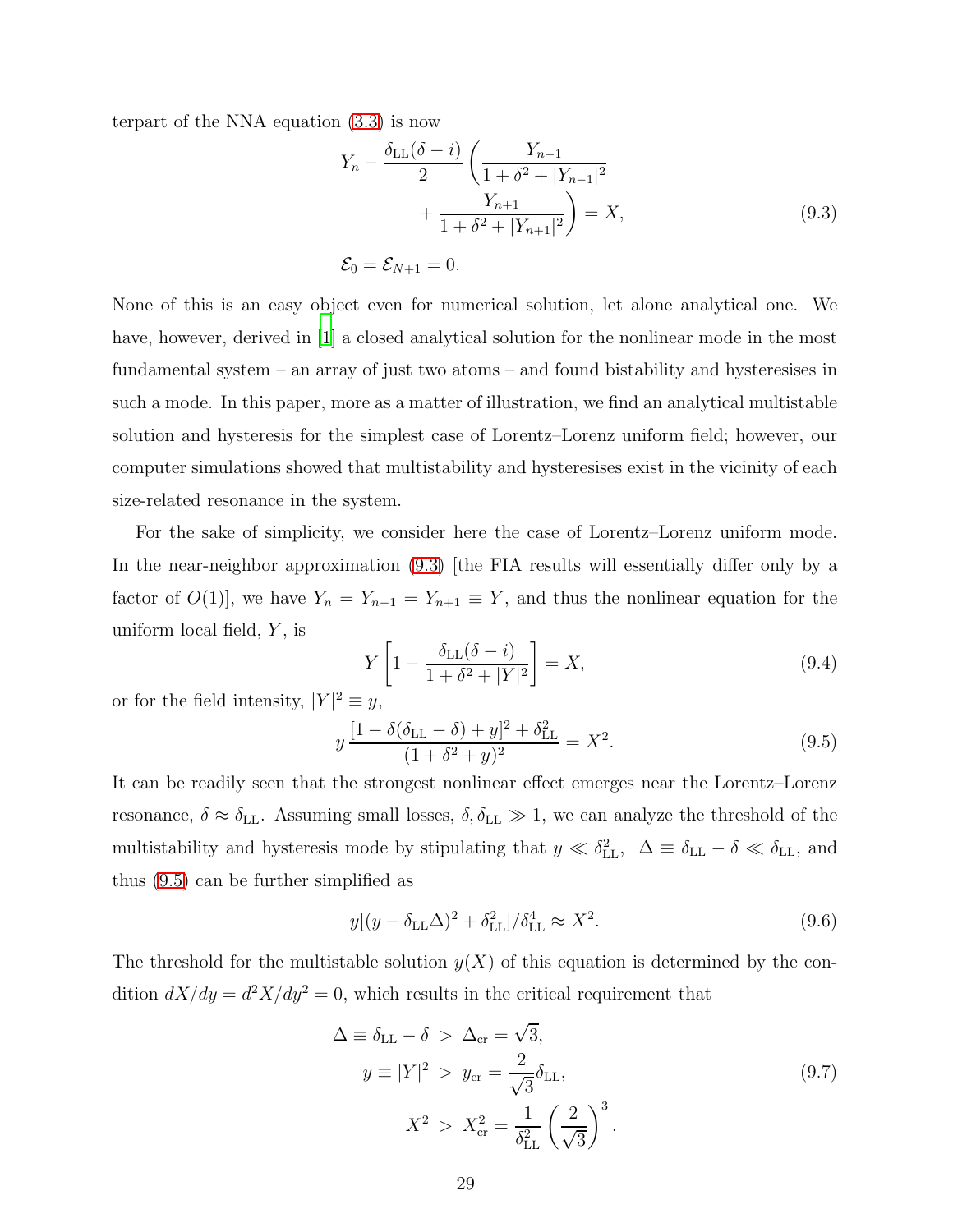terpart of the NNA equation (3.3) is now

$$
\begin{aligned}
Y_n - \frac{\delta_{\rm LL}(\delta - i)}{2}\bigg(&\frac{Y_{n-1}}{1+\delta^2+|Y_{n-1}|^2} \\
&+ \frac{Y_{n+1}}{1+\delta^2+|Y_{n+1}|^2}\bigg) = X, \qquad (9.3)\\
\mathcal{E}_0 = \mathcal{E}_{N+1} = 0.&
\end{aligned}
$$

None of this is an easy object even for numerical solution, let alone analytical one. We have, however, derived in [1] a closed analytical solution for the nonlinear mode in the most fundamental system – an array of just two atoms – and found bistability and hysteresises in such a mode. In this paper, more as a matter of illustration, we find an analytical multistable solution and hysteresis for the simplest case of Lorentz–Lorenz uniform field; however, our computer simulations showed that multistability and hysteresises exist in the vicinity of each size-related resonance in the system.

For the sake of simplicity, we consider here the case of Lorentz–Lorenz uniform mode. In the near-neighbor approximation (9.3) [the FIA results will essentially differ only by a factor of $O(1)$], we have $Y_n = Y_{n-1} = Y_{n+1} \equiv Y$, and thus the nonlinear equation for the uniform local field, $Y$, is

$$
Y\left[1 - \frac{\delta_{\rm LL}(\delta - i)}{1+\delta^2+|Y|^2}\right] = X, \qquad (9.4)
$$

or for the field intensity, $|Y|^2 \equiv y$,

$$
y\,\frac{[1-\delta(\delta_{\rm LL}-\delta)+y]^2 + \delta_{\rm LL}^2}{(1+\delta^2+y)^2} = X^2. \qquad (9.5)
$$

It can be readily seen that the strongest nonlinear effect emerges near the Lorentz–Lorenz resonance, $\delta \approx \delta_{\rm LL}$. Assuming small losses, $\delta, \delta_{\rm LL} \gg 1$, we can analyze the threshold of the multistability and hysteresis mode by stipulating that $y \ll \delta_{\rm LL}^2$, $\Delta \equiv \delta_{\rm LL} - \delta \ll \delta_{\rm LL}$, and thus (9.5) can be further simplified as

$$
y[(y - \delta_{\rm LL}\Delta)^2 + \delta_{\rm LL}^2]/\delta_{\rm LL}^4 \approx X^2. \qquad (9.6)
$$

The threshold for the multistable solution $y(X)$ of this equation is determined by the condition $dX/dy = d^2X/dy^2 = 0$, which results in the critical requirement that

$$
\begin{aligned}
\Delta \equiv \delta_{\rm LL} - \delta \;&>\; \Delta_{\rm cr} = \sqrt{3}, \\
y \equiv |Y|^2 \;&>\; y_{\rm cr} = \frac{2}{\sqrt{3}}\delta_{\rm LL}, \qquad (9.7)\\
X^2 \;&>\; X_{\rm cr}^2 = \frac{1}{\delta_{\rm LL}^2}\left(\frac{2}{\sqrt{3}}\right)^3.
\end{aligned}
$$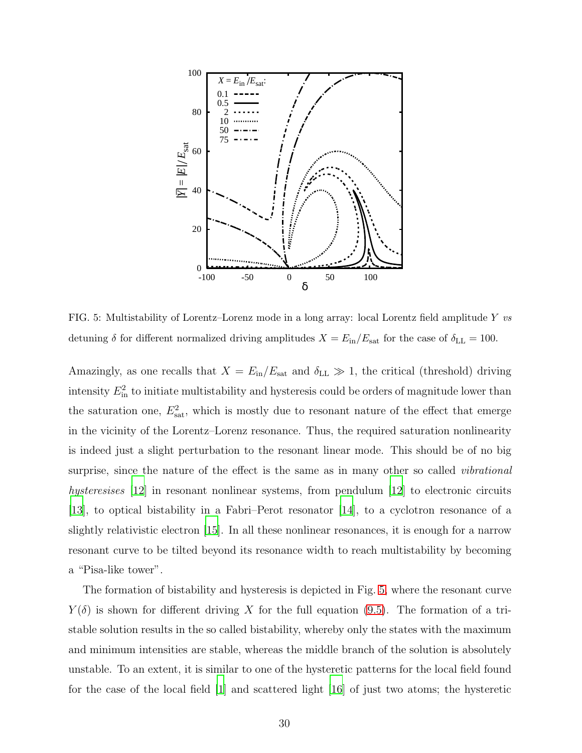FIG. 5: Multistability of Lorentz–Lorenz mode in a long array: local Lorentz field amplitude $Y$ *vs* detuning $\delta$ for different normalized driving amplitudes $X = E_{\rm in}/E_{\rm sat}$ for the case of $\delta_{\rm LL} = 100$.

Amazingly, as one recalls that $X = E_{\rm in}/E_{\rm sat}$ and $\delta_{\rm LL} \gg 1$, the critical (threshold) driving intensity $E_{\rm in}^2$ to initiate multistability and hysteresis could be orders of magnitude lower than the saturation one, $E_{\rm sat}^2$, which is mostly due to resonant nature of the effect that emerge in the vicinity of the Lorentz–Lorenz resonance. Thus, the required saturation nonlinearity is indeed just a slight perturbation to the resonant linear mode. This should be of no big surprise, since the nature of the effect is the same as in many other so called *vibrational hysteresises* [12] in resonant nonlinear systems, from pendulum [12] to electronic circuits [13], to optical bistability in a Fabri–Perot resonator [14], to a cyclotron resonance of a slightly relativistic electron [15]. In all these nonlinear resonances, it is enough for a narrow resonant curve to be tilted beyond its resonance width to reach multistability by becoming a "Pisa-like tower".

The formation of bistability and hysteresis is depicted in Fig. 5, where the resonant curve $Y(\delta)$ is shown for different driving $X$ for the full equation (9.5). The formation of a tri-stable solution results in the so called bistability, whereby only the states with the maximum and minimum intensities are stable, whereas the middle branch of the solution is absolutely unstable. To an extent, it is similar to one of the hysteretic patterns for the local field found for the case of the local field [1] and scattered light [16] of just two atoms; the hysteretic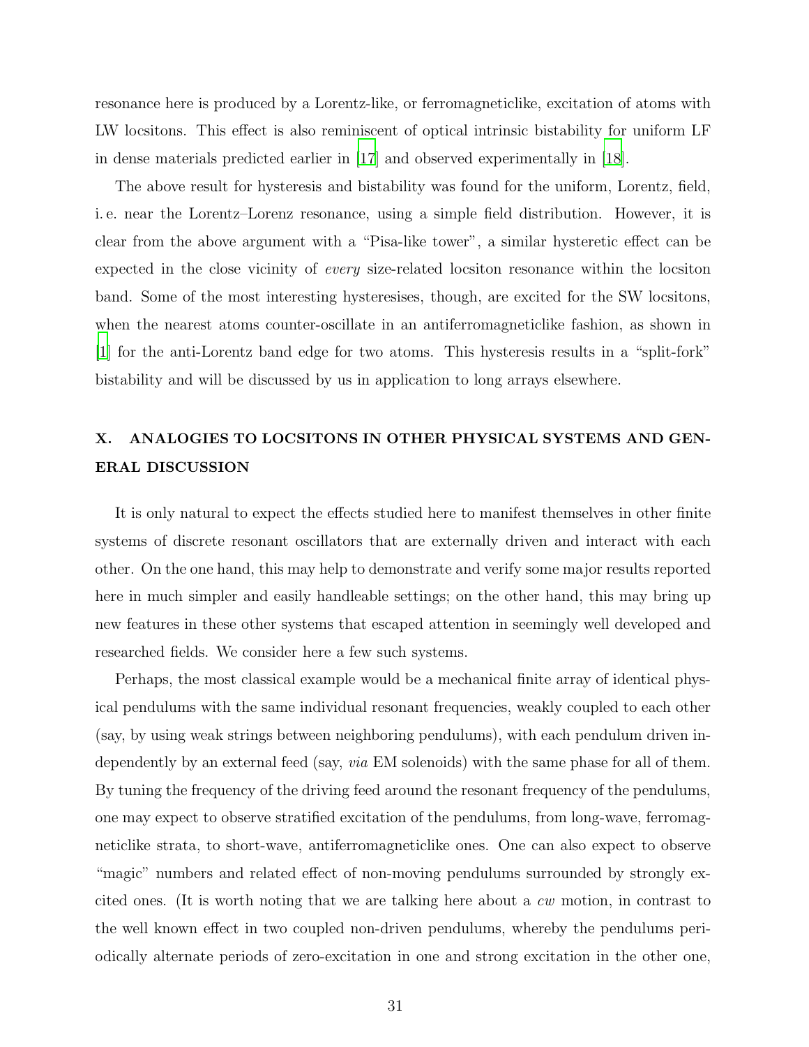resonance here is produced by a Lorentz-like, or ferromagneticlike, excitation of atoms with LW locsitons. This effect is also reminiscent of optical intrinsic bistability for uniform LF in dense materials predicted earlier in [17] and observed experimentally in [18].

The above result for hysteresis and bistability was found for the uniform, Lorentz, field, i. e. near the Lorentz–Lorenz resonance, using a simple field distribution. However, it is clear from the above argument with a "Pisa-like tower", a similar hysteretic effect can be expected in the close vicinity of *every* size-related locsiton resonance within the locsiton band. Some of the most interesting hysteresises, though, are excited for the SW locsitons, when the nearest atoms counter-oscillate in an antiferromagneticlike fashion, as shown in [1] for the anti-Lorentz band edge for two atoms. This hysteresis results in a "split-fork" bistability and will be discussed by us in application to long arrays elsewhere.

## X. ANALOGIES TO LOCSITONS IN OTHER PHYSICAL SYSTEMS AND GENERAL DISCUSSION

It is only natural to expect the effects studied here to manifest themselves in other finite systems of discrete resonant oscillators that are externally driven and interact with each other. On the one hand, this may help to demonstrate and verify some major results reported here in much simpler and easily handleable settings; on the other hand, this may bring up new features in these other systems that escaped attention in seemingly well developed and researched fields. We consider here a few such systems.

Perhaps, the most classical example would be a mechanical finite array of identical physical pendulums with the same individual resonant frequencies, weakly coupled to each other (say, by using weak strings between neighboring pendulums), with each pendulum driven independently by an external feed (say, *via* EM solenoids) with the same phase for all of them. By tuning the frequency of the driving feed around the resonant frequency of the pendulums, one may expect to observe stratified excitation of the pendulums, from long-wave, ferromagneticlike strata, to short-wave, antiferromagneticlike ones. One can also expect to observe "magic" numbers and related effect of non-moving pendulums surrounded by strongly excited ones. (It is worth noting that we are talking here about a *cw* motion, in contrast to the well known effect in two coupled non-driven pendulums, whereby the pendulums periodically alternate periods of zero-excitation in one and strong excitation in the other one,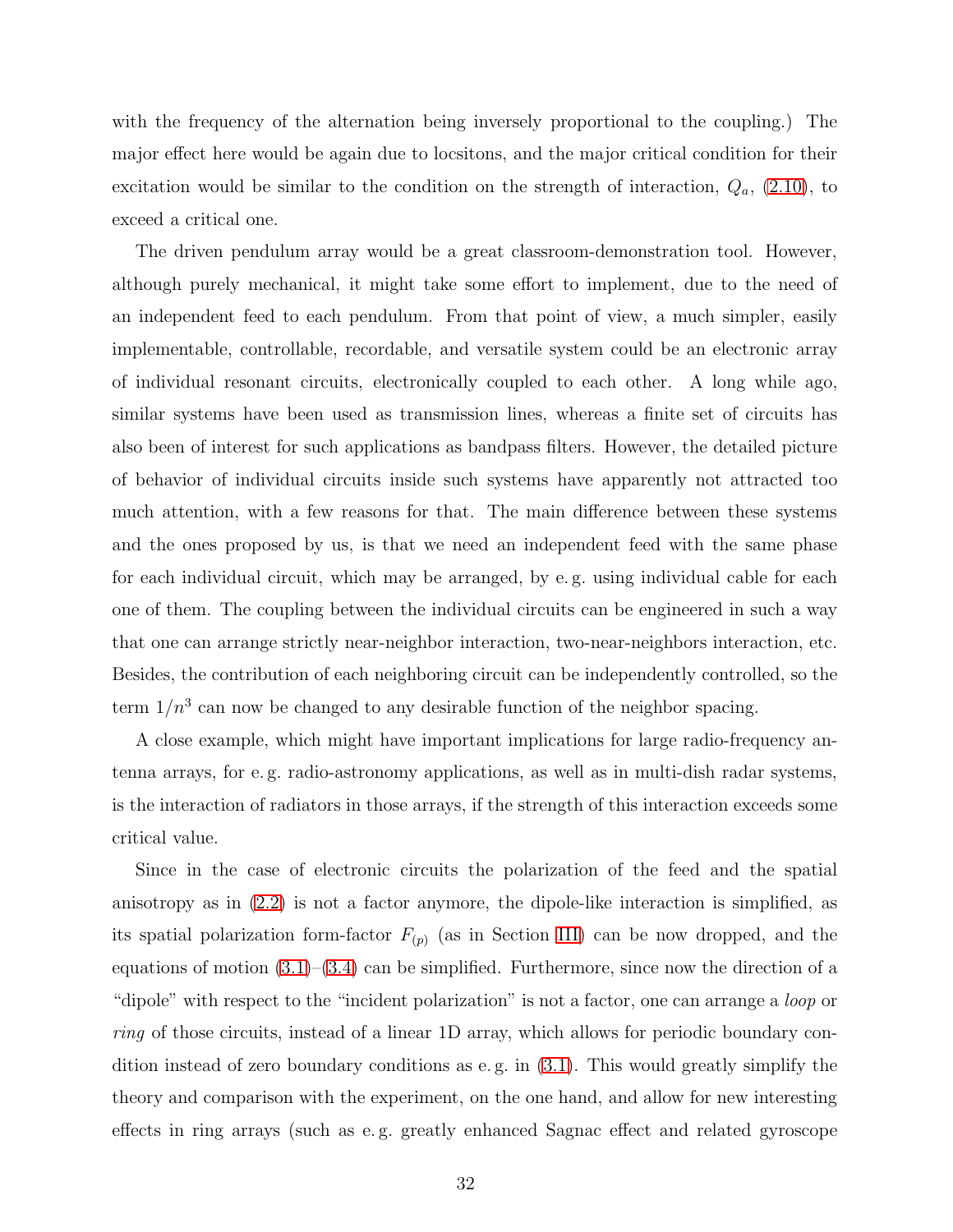with the frequency of the alternation being inversely proportional to the coupling.) The major effect here would be again due to locsitons, and the major critical condition for their excitation would be similar to the condition on the strength of interaction, $Q_a$, (2.10), to exceed a critical one.

The driven pendulum array would be a great classroom-demonstration tool. However, although purely mechanical, it might take some effort to implement, due to the need of an independent feed to each pendulum. From that point of view, a much simpler, easily implementable, controllable, recordable, and versatile system could be an electronic array of individual resonant circuits, electronically coupled to each other. A long while ago, similar systems have been used as transmission lines, whereas a finite set of circuits has also been of interest for such applications as bandpass filters. However, the detailed picture of behavior of individual circuits inside such systems have apparently not attracted too much attention, with a few reasons for that. The main difference between these systems and the ones proposed by us, is that we need an independent feed with the same phase for each individual circuit, which may be arranged, by e. g. using individual cable for each one of them. The coupling between the individual circuits can be engineered in such a way that one can arrange strictly near-neighbor interaction, two-near-neighbors interaction, etc. Besides, the contribution of each neighboring circuit can be independently controlled, so the term $1/n^3$ can now be changed to any desirable function of the neighbor spacing.

A close example, which might have important implications for large radio-frequency antenna arrays, for e. g. radio-astronomy applications, as well as in multi-dish radar systems, is the interaction of radiators in those arrays, if the strength of this interaction exceeds some critical value.

Since in the case of electronic circuits the polarization of the feed and the spatial anisotropy as in (2.2) is not a factor anymore, the dipole-like interaction is simplified, as its spatial polarization form-factor $F_{(p)}$ (as in Section III) can be now dropped, and the equations of motion (3.1)–(3.4) can be simplified. Furthermore, since now the direction of a "dipole" with respect to the "incident polarization" is not a factor, one can arrange a *loop* or *ring* of those circuits, instead of a linear 1D array, which allows for periodic boundary condition instead of zero boundary conditions as e. g. in (3.1). This would greatly simplify the theory and comparison with the experiment, on the one hand, and allow for new interesting effects in ring arrays (such as e. g. greatly enhanced Sagnac effect and related gyroscope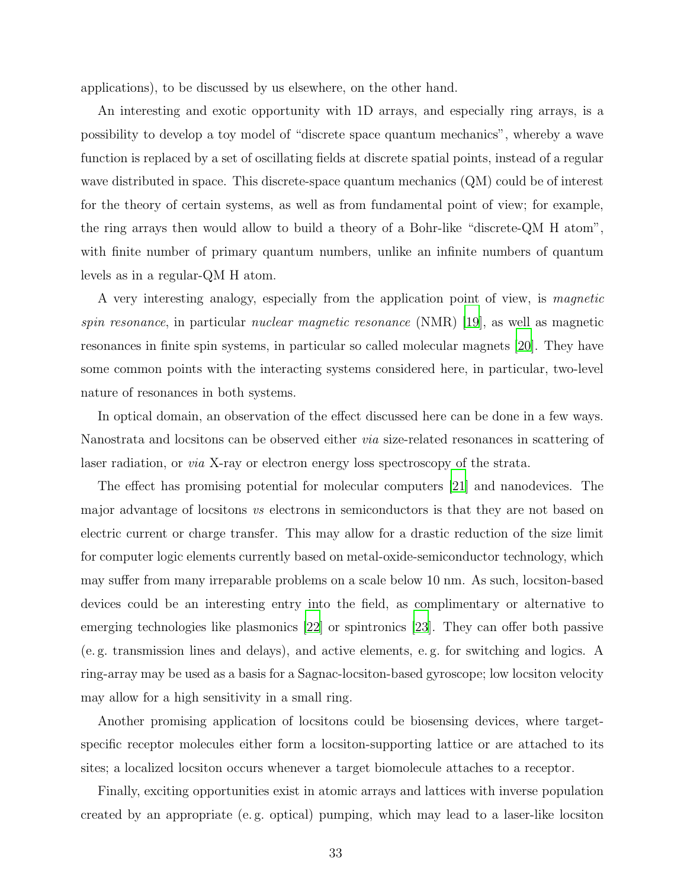applications), to be discussed by us elsewhere, on the other hand.

An interesting and exotic opportunity with 1D arrays, and especially ring arrays, is a possibility to develop a toy model of "discrete space quantum mechanics", whereby a wave function is replaced by a set of oscillating fields at discrete spatial points, instead of a regular wave distributed in space. This discrete-space quantum mechanics (QM) could be of interest for the theory of certain systems, as well as from fundamental point of view; for example, the ring arrays then would allow to build a theory of a Bohr-like "discrete-QM H atom", with finite number of primary quantum numbers, unlike an infinite numbers of quantum levels as in a regular-QM H atom.

A very interesting analogy, especially from the application point of view, is *magnetic spin resonance*, in particular *nuclear magnetic resonance* (NMR) [19], as well as magnetic resonances in finite spin systems, in particular so called molecular magnets [20]. They have some common points with the interacting systems considered here, in particular, two-level nature of resonances in both systems.

In optical domain, an observation of the effect discussed here can be done in a few ways. Nanostrata and locsitons can be observed either *via* size-related resonances in scattering of laser radiation, or *via* X-ray or electron energy loss spectroscopy of the strata.

The effect has promising potential for molecular computers [21] and nanodevices. The major advantage of locsitons *vs* electrons in semiconductors is that they are not based on electric current or charge transfer. This may allow for a drastic reduction of the size limit for computer logic elements currently based on metal-oxide-semiconductor technology, which may suffer from many irreparable problems on a scale below 10 nm. As such, locsiton-based devices could be an interesting entry into the field, as complimentary or alternative to emerging technologies like plasmonics [22] or spintronics [23]. They can offer both passive (e. g. transmission lines and delays), and active elements, e. g. for switching and logics. A ring-array may be used as a basis for a Sagnac-locsiton-based gyroscope; low locsiton velocity may allow for a high sensitivity in a small ring.

Another promising application of locsitons could be biosensing devices, where target-specific receptor molecules either form a locsiton-supporting lattice or are attached to its sites; a localized locsiton occurs whenever a target biomolecule attaches to a receptor.

Finally, exciting opportunities exist in atomic arrays and lattices with inverse population created by an appropriate (e. g. optical) pumping, which may lead to a laser-like locsiton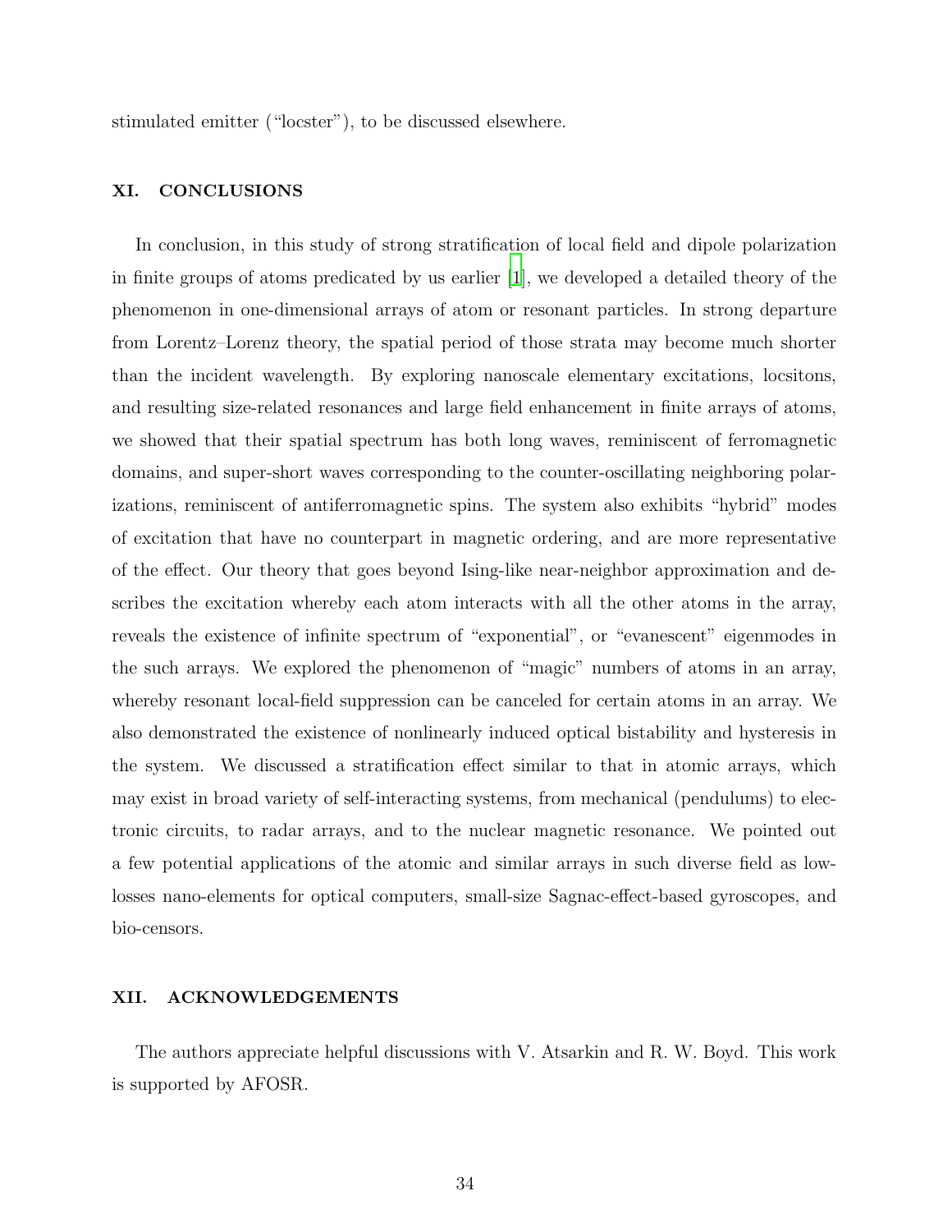stimulated emitter ("locster"), to be discussed elsewhere.

## XI. CONCLUSIONS

In conclusion, in this study of strong stratification of local field and dipole polarization in finite groups of atoms predicated by us earlier [1], we developed a detailed theory of the phenomenon in one-dimensional arrays of atom or resonant particles. In strong departure from Lorentz–Lorenz theory, the spatial period of those strata may become much shorter than the incident wavelength. By exploring nanoscale elementary excitations, locsitons, and resulting size-related resonances and large field enhancement in finite arrays of atoms, we showed that their spatial spectrum has both long waves, reminiscent of ferromagnetic domains, and super-short waves corresponding to the counter-oscillating neighboring polarizations, reminiscent of antiferromagnetic spins. The system also exhibits "hybrid" modes of excitation that have no counterpart in magnetic ordering, and are more representative of the effect. Our theory that goes beyond Ising-like near-neighbor approximation and describes the excitation whereby each atom interacts with all the other atoms in the array, reveals the existence of infinite spectrum of "exponential", or "evanescent" eigenmodes in the such arrays. We explored the phenomenon of "magic" numbers of atoms in an array, whereby resonant local-field suppression can be canceled for certain atoms in an array. We also demonstrated the existence of nonlinearly induced optical bistability and hysteresis in the system. We discussed a stratification effect similar to that in atomic arrays, which may exist in broad variety of self-interacting systems, from mechanical (pendulums) to electronic circuits, to radar arrays, and to the nuclear magnetic resonance. We pointed out a few potential applications of the atomic and similar arrays in such diverse field as low-losses nano-elements for optical computers, small-size Sagnac-effect-based gyroscopes, and bio-censors.

## XII. ACKNOWLEDGEMENTS

The authors appreciate helpful discussions with V. Atsarkin and R. W. Boyd. This work is supported by AFOSR.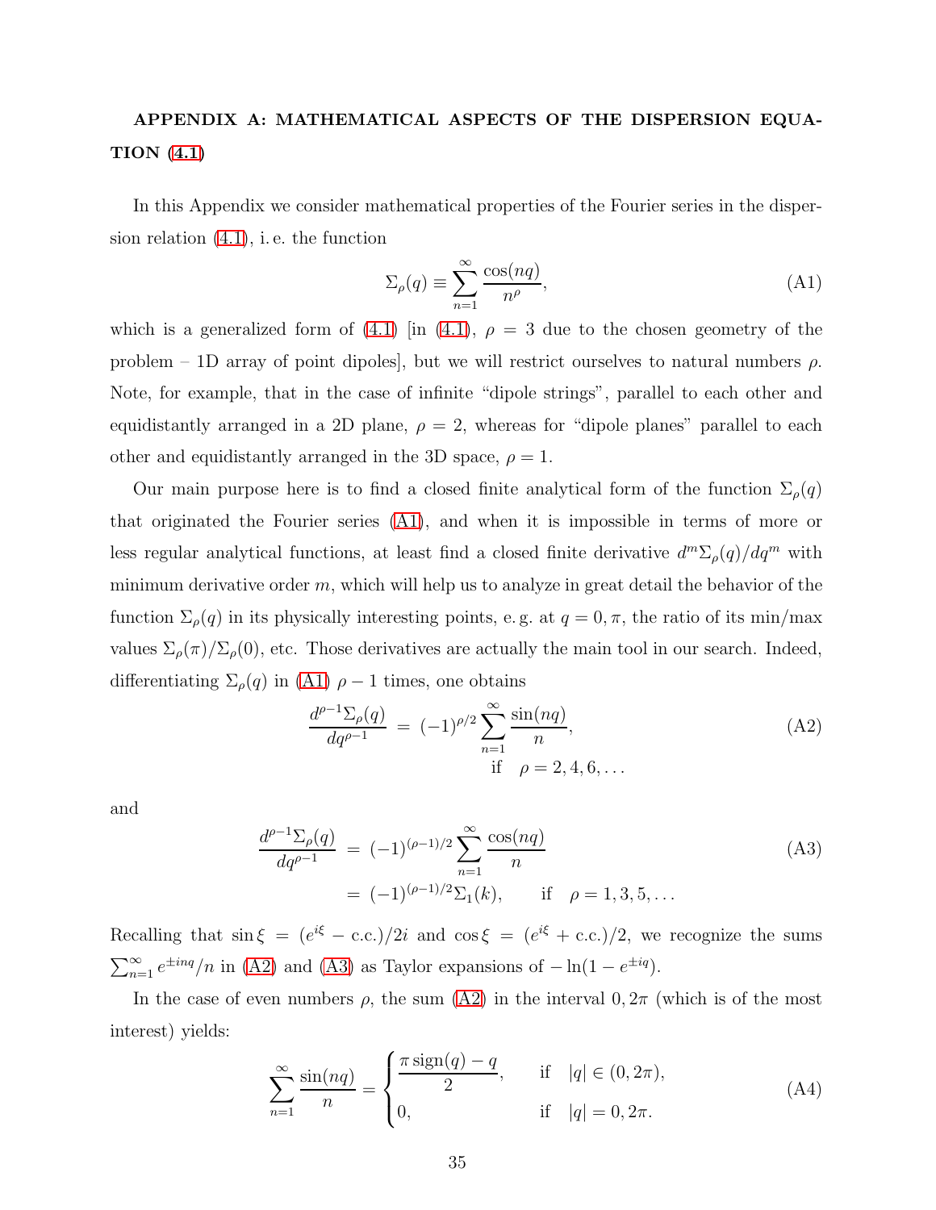## APPENDIX A: MATHEMATICAL ASPECTS OF THE DISPERSION EQUATION (4.1)

In this Appendix we consider mathematical properties of the Fourier series in the dispersion relation (4.1), i. e. the function

$$\Sigma_\rho(q) \equiv \sum_{n=1}^{\infty} \frac{\cos(nq)}{n^\rho}, \tag{A1}$$

which is a generalized form of (4.1) [in (4.1), $\rho = 3$ due to the chosen geometry of the problem – 1D array of point dipoles], but we will restrict ourselves to natural numbers $\rho$. Note, for example, that in the case of infinite "dipole strings", parallel to each other and equidistantly arranged in a 2D plane, $\rho = 2$, whereas for "dipole planes" parallel to each other and equidistantly arranged in the 3D space, $\rho = 1$.

Our main purpose here is to find a closed finite analytical form of the function $\Sigma_\rho(q)$ that originated the Fourier series (A1), and when it is impossible in terms of more or less regular analytical functions, at least find a closed finite derivative $d^m\Sigma_\rho(q)/dq^m$ with minimum derivative order $m$, which will help us to analyze in great detail the behavior of the function $\Sigma_\rho(q)$ in its physically interesting points, e. g. at $q = 0, \pi$, the ratio of its min/max values $\Sigma_\rho(\pi)/\Sigma_\rho(0)$, etc. Those derivatives are actually the main tool in our search. Indeed, differentiating $\Sigma_\rho(q)$ in (A1) $\rho - 1$ times, one obtains

$$\frac{d^{\rho-1}\Sigma_\rho(q)}{dq^{\rho-1}} = (-1)^{\rho/2} \sum_{n=1}^{\infty} \frac{\sin(nq)}{n}, \qquad \text{if} \quad \rho = 2, 4, 6, \ldots \tag{A2}$$

and

$$\begin{aligned} \frac{d^{\rho-1}\Sigma_\rho(q)}{dq^{\rho-1}} &= (-1)^{(\rho-1)/2} \sum_{n=1}^{\infty} \frac{\cos(nq)}{n} \\ &= (-1)^{(\rho-1)/2} \Sigma_1(k), \qquad \text{if} \quad \rho = 1, 3, 5, \ldots \end{aligned} \tag{A3}$$

Recalling that $\sin\xi = (e^{i\xi} - \text{c.c.})/2i$ and $\cos\xi = (e^{i\xi} + \text{c.c.})/2$, we recognize the sums $\sum_{n=1}^{\infty} e^{\pm inq}/n$ in (A2) and (A3) as Taylor expansions of $-\ln(1 - e^{\pm iq})$.

In the case of even numbers $\rho$, the sum (A2) in the interval $0, 2\pi$ (which is of the most interest) yields:

$$\sum_{n=1}^{\infty} \frac{\sin(nq)}{n} = \begin{cases} \dfrac{\pi\,\text{sign}(q) - q}{2}, & \text{if} \quad |q| \in (0, 2\pi), \\ 0, & \text{if} \quad |q| = 0, 2\pi. \end{cases} \tag{A4}$$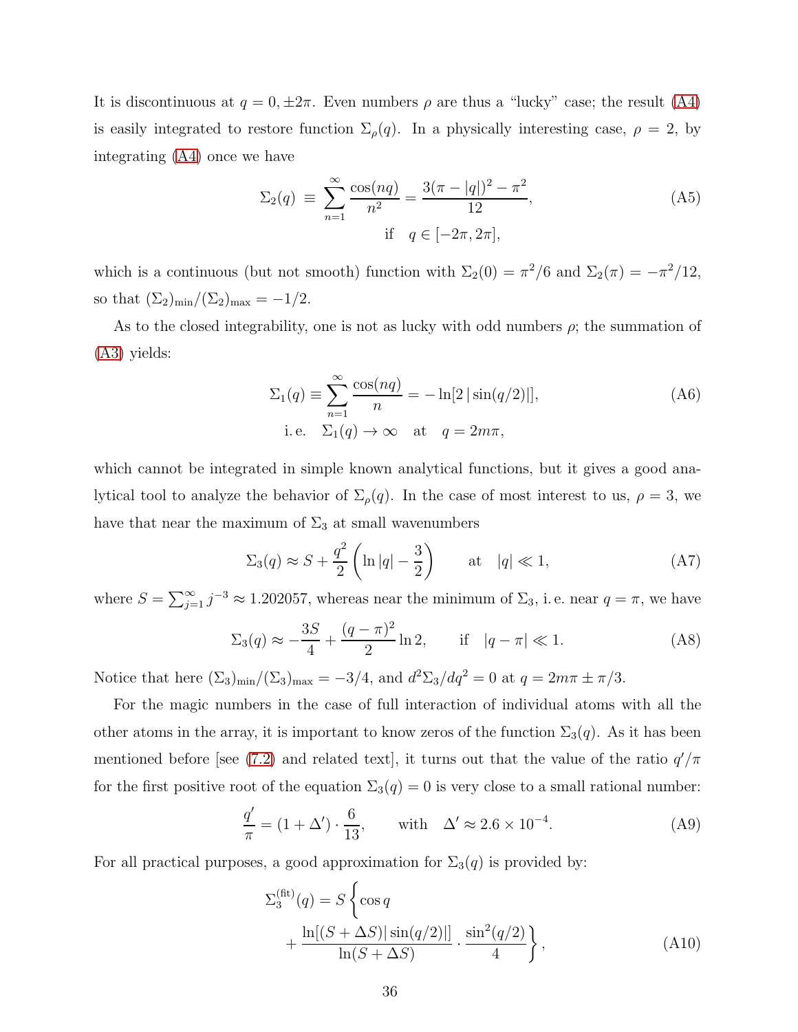It is discontinuous at $q = 0, \pm 2\pi$. Even numbers $\rho$ are thus a "lucky" case; the result (A4) is easily integrated to restore function $\Sigma_\rho(q)$. In a physically interesting case, $\rho = 2$, by integrating (A4) once we have

$$\Sigma_2(q) \equiv \sum_{n=1}^{\infty} \frac{\cos(nq)}{n^2} = \frac{3(\pi - |q|)^2 - \pi^2}{12}, \qquad \text{if} \quad q \in [-2\pi, 2\pi], \tag{A5}$$

which is a continuous (but not smooth) function with $\Sigma_2(0) = \pi^2/6$ and $\Sigma_2(\pi) = -\pi^2/12$, so that $(\Sigma_2)_{\min}/(\Sigma_2)_{\max} = -1/2$.

As to the closed integrability, one is not as lucky with odd numbers $\rho$; the summation of (A3) yields:

$$\Sigma_1(q) \equiv \sum_{n=1}^{\infty} \frac{\cos(nq)}{n} = -\ln[2\,|\sin(q/2)|], \qquad \text{i.e.} \quad \Sigma_1(q) \to \infty \quad \text{at} \quad q = 2m\pi, \tag{A6}$$

which cannot be integrated in simple known analytical functions, but it gives a good analytical tool to analyze the behavior of $\Sigma_\rho(q)$. In the case of most interest to us, $\rho = 3$, we have that near the maximum of $\Sigma_3$ at small wavenumbers

$$\Sigma_3(q) \approx S + \frac{q^2}{2}\left(\ln|q| - \frac{3}{2}\right) \qquad \text{at} \quad |q| \ll 1, \tag{A7}$$

where $S = \sum_{j=1}^{\infty} j^{-3} \approx 1.202057$, whereas near the minimum of $\Sigma_3$, i.e. near $q = \pi$, we have

$$\Sigma_3(q) \approx -\frac{3S}{4} + \frac{(q-\pi)^2}{2}\ln 2, \qquad \text{if} \quad |q - \pi| \ll 1. \tag{A8}$$

Notice that here $(\Sigma_3)_{\min}/(\Sigma_3)_{\max} = -3/4$, and $d^2\Sigma_3/dq^2 = 0$ at $q = 2m\pi \pm \pi/3$.

For the magic numbers in the case of full interaction of individual atoms with all the other atoms in the array, it is important to know zeros of the function $\Sigma_3(q)$. As it has been mentioned before [see (7.2) and related text], it turns out that the value of the ratio $q'/\pi$ for the first positive root of the equation $\Sigma_3(q) = 0$ is very close to a small rational number:

$$\frac{q'}{\pi} = (1 + \Delta') \cdot \frac{6}{13}, \qquad \text{with} \quad \Delta' \approx 2.6 \times 10^{-4}. \tag{A9}$$

For all practical purposes, a good approximation for $\Sigma_3(q)$ is provided by:

$$\Sigma_3^{(\text{fit})}(q) = S\left\{\cos q + \frac{\ln[(S + \Delta S)|\sin(q/2)|]}{\ln(S + \Delta S)} \cdot \frac{\sin^2(q/2)}{4}\right\}, \tag{A10}$$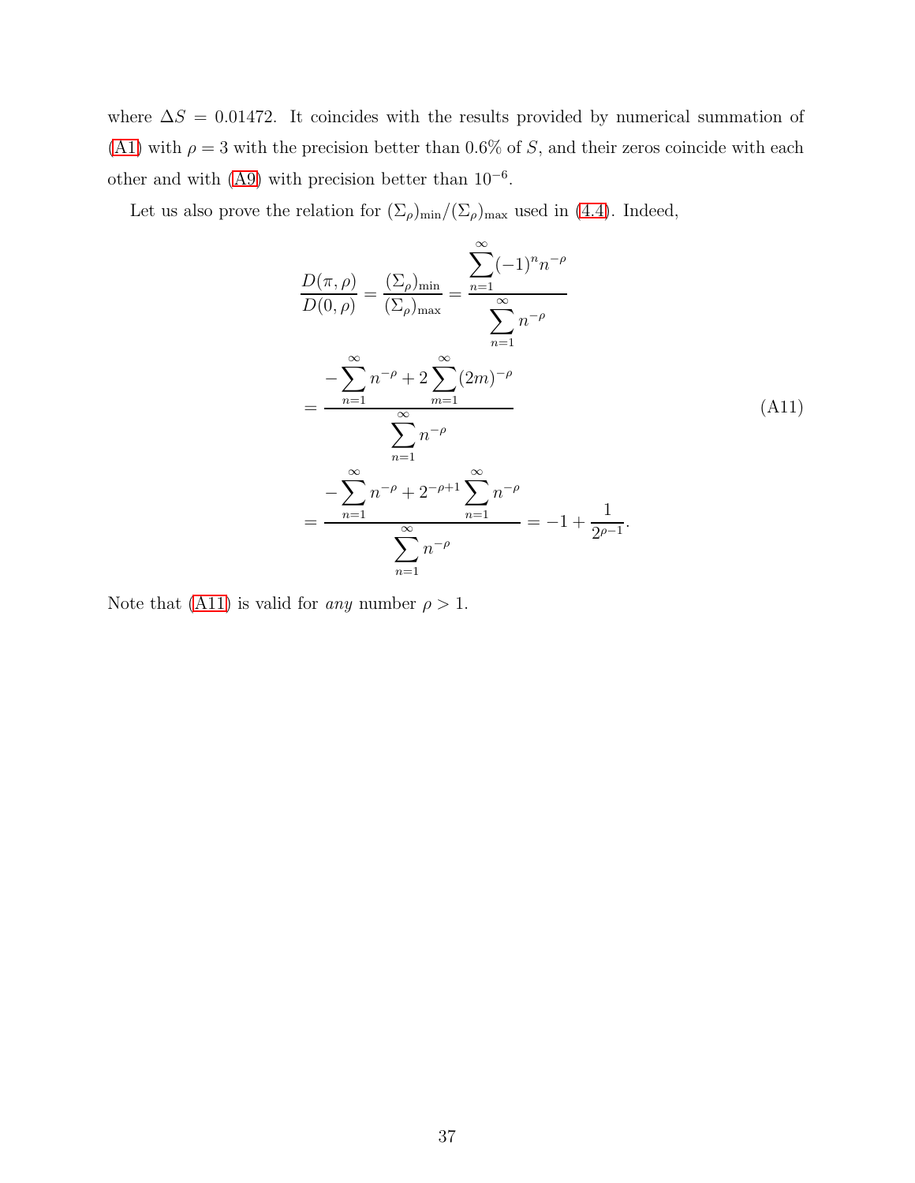where $\Delta S = 0.01472$. It coincides with the results provided by numerical summation of (A1) with $\rho = 3$ with the precision better than 0.6% of $S$, and their zeros coincide with each other and with (A9) with precision better than $10^{-6}$.

Let us also prove the relation for $(\Sigma_\rho)_{\min}/(\Sigma_\rho)_{\max}$ used in (4.4). Indeed,

$$
\begin{aligned}
\frac{D(\pi,\rho)}{D(0,\rho)} = \frac{(\Sigma_\rho)_{\min}}{(\Sigma_\rho)_{\max}} &= \frac{\sum\limits_{n=1}^{\infty}(-1)^n n^{-\rho}}{\sum\limits_{n=1}^{\infty} n^{-\rho}} \\
&= \frac{-\sum\limits_{n=1}^{\infty} n^{-\rho} + 2\sum\limits_{m=1}^{\infty}(2m)^{-\rho}}{\sum\limits_{n=1}^{\infty} n^{-\rho}} \\
&= \frac{-\sum\limits_{n=1}^{\infty} n^{-\rho} + 2^{-\rho+1}\sum\limits_{n=1}^{\infty} n^{-\rho}}{\sum\limits_{n=1}^{\infty} n^{-\rho}} = -1 + \frac{1}{2^{\rho-1}}.
\end{aligned}
\tag{A11}
$$

Note that (A11) is valid for *any* number $\rho > 1$.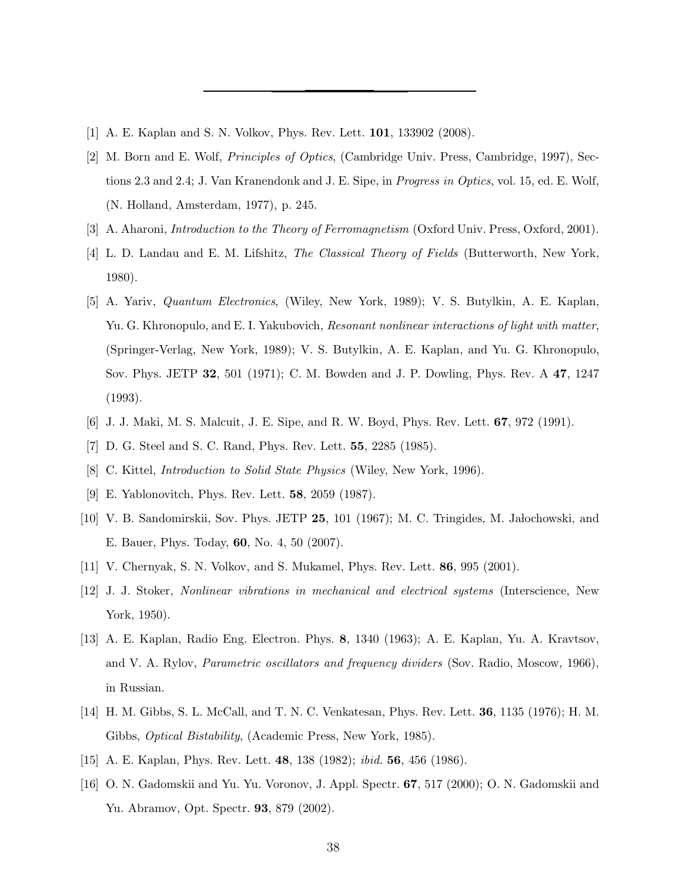---

[1] A. E. Kaplan and S. N. Volkov, Phys. Rev. Lett. **101**, 133902 (2008).

[2] M. Born and E. Wolf, *Principles of Optics*, (Cambridge Univ. Press, Cambridge, 1997), Sections 2.3 and 2.4; J. Van Kranendonk and J. E. Sipe, in *Progress in Optics*, vol. 15, ed. E. Wolf, (N. Holland, Amsterdam, 1977), p. 245.

[3] A. Aharoni, *Introduction to the Theory of Ferromagnetism* (Oxford Univ. Press, Oxford, 2001).

[4] L. D. Landau and E. M. Lifshitz, *The Classical Theory of Fields* (Butterworth, New York, 1980).

[5] A. Yariv, *Quantum Electronics*, (Wiley, New York, 1989); V. S. Butylkin, A. E. Kaplan, Yu. G. Khronopulo, and E. I. Yakubovich, *Resonant nonlinear interactions of light with matter*, (Springer-Verlag, New York, 1989); V. S. Butylkin, A. E. Kaplan, and Yu. G. Khronopulo, Sov. Phys. JETP **32**, 501 (1971); C. M. Bowden and J. P. Dowling, Phys. Rev. A **47**, 1247 (1993).

[6] J. J. Maki, M. S. Malcuit, J. E. Sipe, and R. W. Boyd, Phys. Rev. Lett. **67**, 972 (1991).

[7] D. G. Steel and S. C. Rand, Phys. Rev. Lett. **55**, 2285 (1985).

[8] C. Kittel, *Introduction to Solid State Physics* (Wiley, New York, 1996).

[9] E. Yablonovitch, Phys. Rev. Lett. **58**, 2059 (1987).

[10] V. B. Sandomirskii, Sov. Phys. JETP **25**, 101 (1967); M. C. Tringides, M. Jałochowski, and E. Bauer, Phys. Today, **60**, No. 4, 50 (2007).

[11] V. Chernyak, S. N. Volkov, and S. Mukamel, Phys. Rev. Lett. **86**, 995 (2001).

[12] J. J. Stoker, *Nonlinear vibrations in mechanical and electrical systems* (Interscience, New York, 1950).

[13] A. E. Kaplan, Radio Eng. Electron. Phys. **8**, 1340 (1963); A. E. Kaplan, Yu. A. Kravtsov, and V. A. Rylov, *Parametric oscillators and frequency dividers* (Sov. Radio, Moscow, 1966), in Russian.

[14] H. M. Gibbs, S. L. McCall, and T. N. C. Venkatesan, Phys. Rev. Lett. **36**, 1135 (1976); H. M. Gibbs, *Optical Bistability*, (Academic Press, New York, 1985).

[15] A. E. Kaplan, Phys. Rev. Lett. **48**, 138 (1982); *ibid.* **56**, 456 (1986).

[16] O. N. Gadomskii and Yu. Yu. Voronov, J. Appl. Spectr. **67**, 517 (2000); O. N. Gadomskii and Yu. Abramov, Opt. Spectr. **93**, 879 (2002).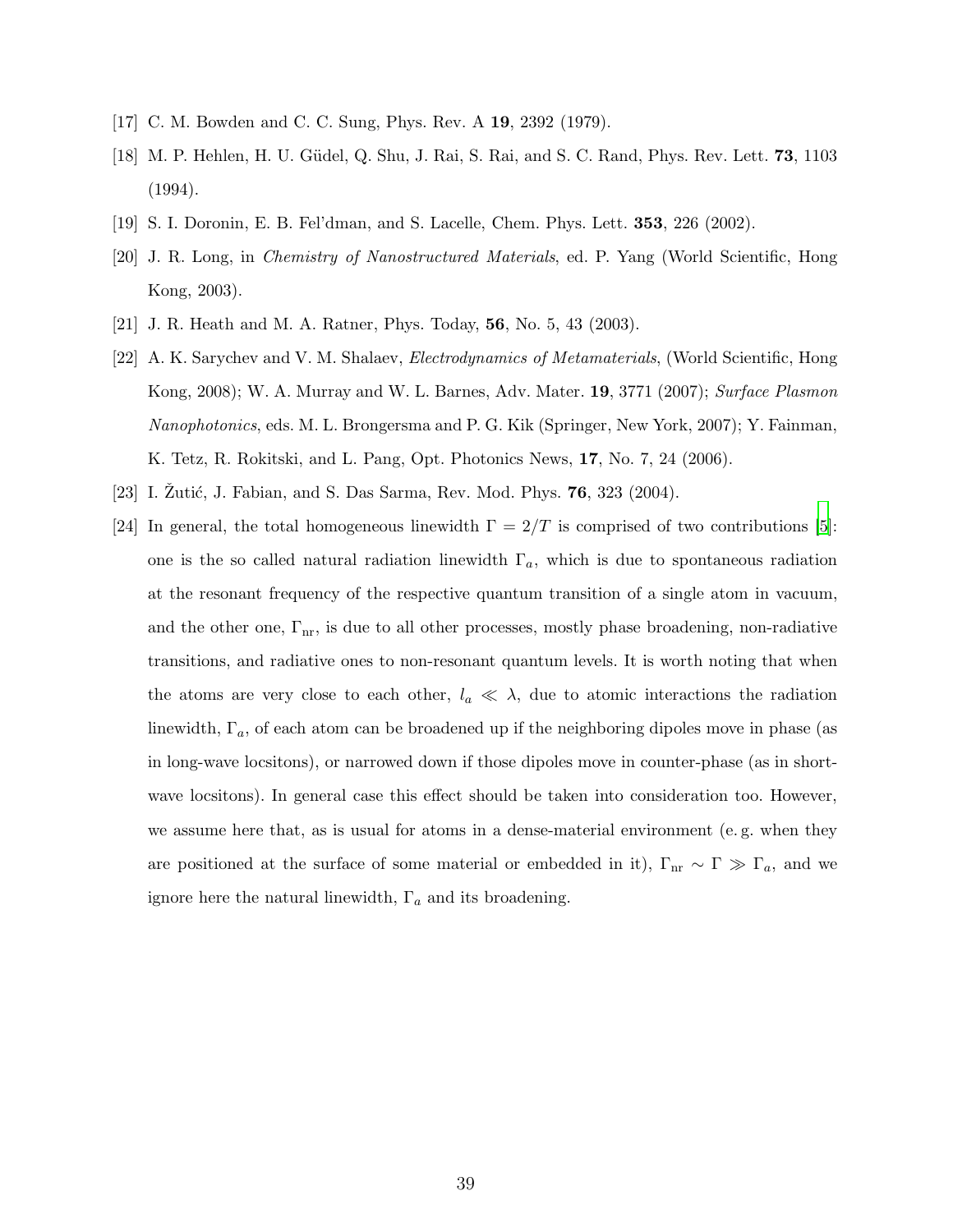[17] C. M. Bowden and C. C. Sung, Phys. Rev. A **19**, 2392 (1979).

[18] M. P. Hehlen, H. U. Güdel, Q. Shu, J. Rai, S. Rai, and S. C. Rand, Phys. Rev. Lett. **73**, 1103 (1994).

[19] S. I. Doronin, E. B. Fel'dman, and S. Lacelle, Chem. Phys. Lett. **353**, 226 (2002).

[20] J. R. Long, in *Chemistry of Nanostructured Materials*, ed. P. Yang (World Scientific, Hong Kong, 2003).

[21] J. R. Heath and M. A. Ratner, Phys. Today, **56**, No. 5, 43 (2003).

[22] A. K. Sarychev and V. M. Shalaev, *Electrodynamics of Metamaterials*, (World Scientific, Hong Kong, 2008); W. A. Murray and W. L. Barnes, Adv. Mater. **19**, 3771 (2007); *Surface Plasmon Nanophotonics*, eds. M. L. Brongersma and P. G. Kik (Springer, New York, 2007); Y. Fainman, K. Tetz, R. Rokitski, and L. Pang, Opt. Photonics News, **17**, No. 7, 24 (2006).

[23] I. Žutić, J. Fabian, and S. Das Sarma, Rev. Mod. Phys. **76**, 323 (2004).

[24] In general, the total homogeneous linewidth $\Gamma = 2/T$ is comprised of two contributions [5]: one is the so called natural radiation linewidth $\Gamma_a$, which is due to spontaneous radiation at the resonant frequency of the respective quantum transition of a single atom in vacuum, and the other one, $\Gamma_{\rm nr}$, is due to all other processes, mostly phase broadening, non-radiative transitions, and radiative ones to non-resonant quantum levels. It is worth noting that when the atoms are very close to each other, $l_a \ll \lambda$, due to atomic interactions the radiation linewidth, $\Gamma_a$, of each atom can be broadened up if the neighboring dipoles move in phase (as in long-wave locsitons), or narrowed down if those dipoles move in counter-phase (as in short-wave locsitons). In general case this effect should be taken into consideration too. However, we assume here that, as is usual for atoms in a dense-material environment (e. g. when they are positioned at the surface of some material or embedded in it), $\Gamma_{\rm nr} \sim \Gamma \gg \Gamma_a$, and we ignore here the natural linewidth, $\Gamma_a$ and its broadening.